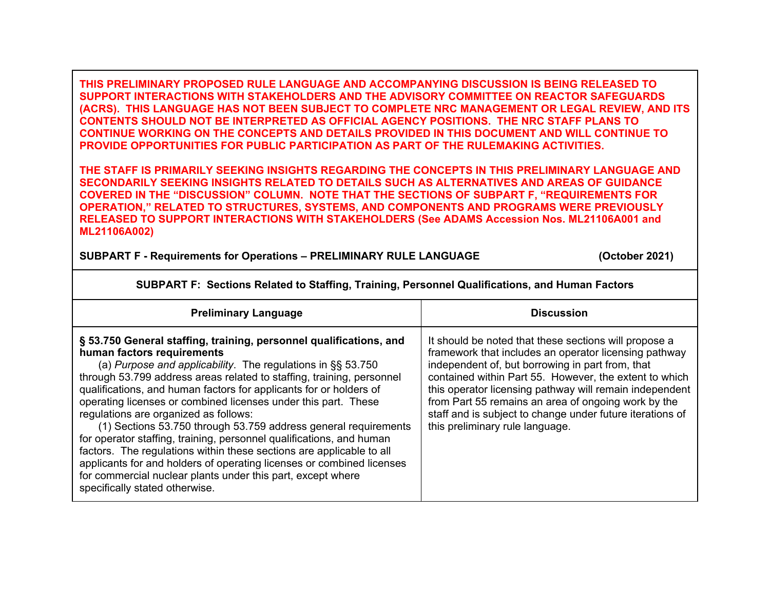**THIS PRELIMINARY PROPOSED RULE LANGUAGE AND ACCOMPANYING DISCUSSION IS BEING RELEASED TO SUPPORT INTERACTIONS WITH STAKEHOLDERS AND THE ADVISORY COMMITTEE ON REACTOR SAFEGUARDS (ACRS). THIS LANGUAGE HAS NOT BEEN SUBJECT TO COMPLETE NRC MANAGEMENT OR LEGAL REVIEW, AND ITS CONTENTS SHOULD NOT BE INTERPRETED AS OFFICIAL AGENCY POSITIONS. THE NRC STAFF PLANS TO CONTINUE WORKING ON THE CONCEPTS AND DETAILS PROVIDED IN THIS DOCUMENT AND WILL CONTINUE TO PROVIDE OPPORTUNITIES FOR PUBLIC PARTICIPATION AS PART OF THE RULEMAKING ACTIVITIES.**

**THE STAFF IS PRIMARILY SEEKING INSIGHTS REGARDING THE CONCEPTS IN THIS PRELIMINARY LANGUAGE AND SECONDARILY SEEKING INSIGHTS RELATED TO DETAILS SUCH AS ALTERNATIVES AND AREAS OF GUIDANCE COVERED IN THE "DISCUSSION" COLUMN. NOTE THAT THE SECTIONS OF SUBPART F, "REQUIREMENTS FOR OPERATION," RELATED TO STRUCTURES, SYSTEMS, AND COMPONENTS AND PROGRAMS WERE PREVIOUSLY RELEASED TO SUPPORT INTERACTIONS WITH STAKEHOLDERS (See ADAMS Accession Nos. ML21106A001 and ML21106A002)**

**SUBPART F - Requirements for Operations – PRELIMINARY RULE LANGUAGE (October 2021)**

## SUBPART F: Sections Related to Staffing, Training, Personnel Qualifications, and Human Factors

| Preliminary Language | Discussion |
|---|---|
| **§ 53.750 General staffing, training, personnel qualifications, and human factors requirements**<br>(a) *Purpose and applicability*. The regulations in §§ 53.750 through 53.799 address areas related to staffing, training, personnel qualifications, and human factors for applicants for or holders of operating licenses or combined licenses under this part. These regulations are organized as follows:<br>(1) Sections 53.750 through 53.759 address general requirements for operator staffing, training, personnel qualifications, and human factors. The regulations within these sections are applicable to all applicants for and holders of operating licenses or combined licenses for commercial nuclear plants under this part, except where specifically stated otherwise. | It should be noted that these sections will propose a framework that includes an operator licensing pathway independent of, but borrowing in part from, that contained within Part 55. However, the extent to which this operator licensing pathway will remain independent from Part 55 remains an area of ongoing work by the staff and is subject to change under future iterations of this preliminary rule language. |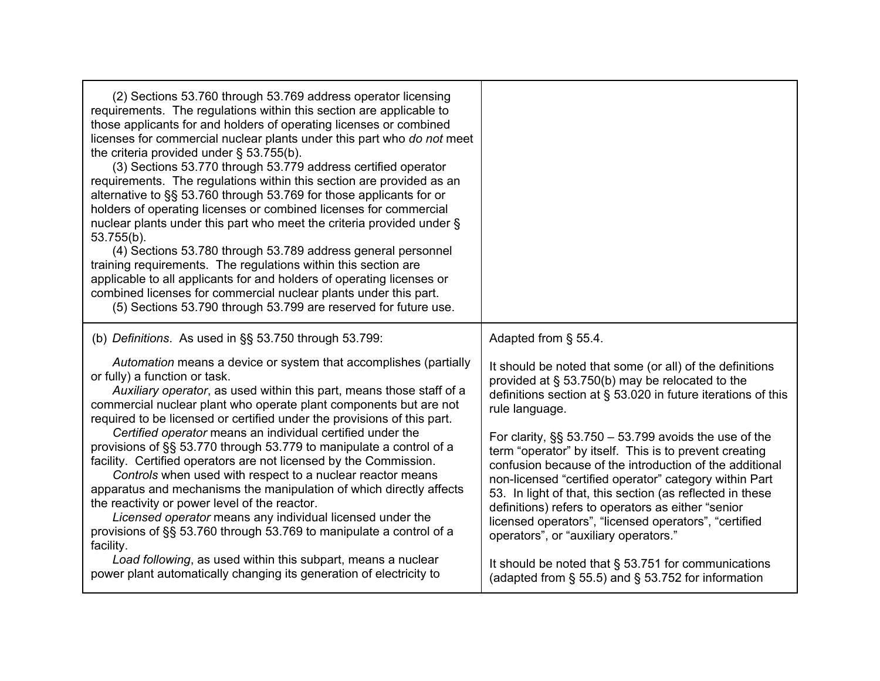| | |
|---|---|
| (2) Sections 53.760 through 53.769 address operator licensing requirements. The regulations within this section are applicable to those applicants for and holders of operating licenses or combined licenses for commercial nuclear plants under this part who *do not* meet the criteria provided under § 53.755(b).<br>(3) Sections 53.770 through 53.779 address certified operator requirements. The regulations within this section are provided as an alternative to §§ 53.760 through 53.769 for those applicants for or holders of operating licenses or combined licenses for commercial nuclear plants under this part who meet the criteria provided under § 53.755(b).<br>(4) Sections 53.780 through 53.789 address general personnel training requirements. The regulations within this section are applicable to all applicants for and holders of operating licenses or combined licenses for commercial nuclear plants under this part.<br>(5) Sections 53.790 through 53.799 are reserved for future use. | |
| (b) *Definitions*. As used in §§ 53.750 through 53.799:<br><br>*Automation* means a device or system that accomplishes (partially or fully) a function or task.<br>*Auxiliary operator*, as used within this part, means those staff of a commercial nuclear plant who operate plant components but are not required to be licensed or certified under the provisions of this part.<br>*Certified operator* means an individual certified under the provisions of §§ 53.770 through 53.779 to manipulate a control of a facility. Certified operators are not licensed by the Commission.<br>*Controls* when used with respect to a nuclear reactor means apparatus and mechanisms the manipulation of which directly affects the reactivity or power level of the reactor.<br>*Licensed operator* means any individual licensed under the provisions of §§ 53.760 through 53.769 to manipulate a control of a facility.<br>*Load following*, as used within this subpart, means a nuclear power plant automatically changing its generation of electricity to | Adapted from § 55.4.<br><br>It should be noted that some (or all) of the definitions provided at § 53.750(b) may be relocated to the definitions section at § 53.020 in future iterations of this rule language.<br><br>For clarity, §§ 53.750 – 53.799 avoids the use of the term "operator" by itself. This is to prevent creating confusion because of the introduction of the additional non-licensed "certified operator" category within Part 53. In light of that, this section (as reflected in these definitions) refers to operators as either "senior licensed operators", "licensed operators", "certified operators", or "auxiliary operators."<br><br>It should be noted that § 53.751 for communications (adapted from § 55.5) and § 53.752 for information |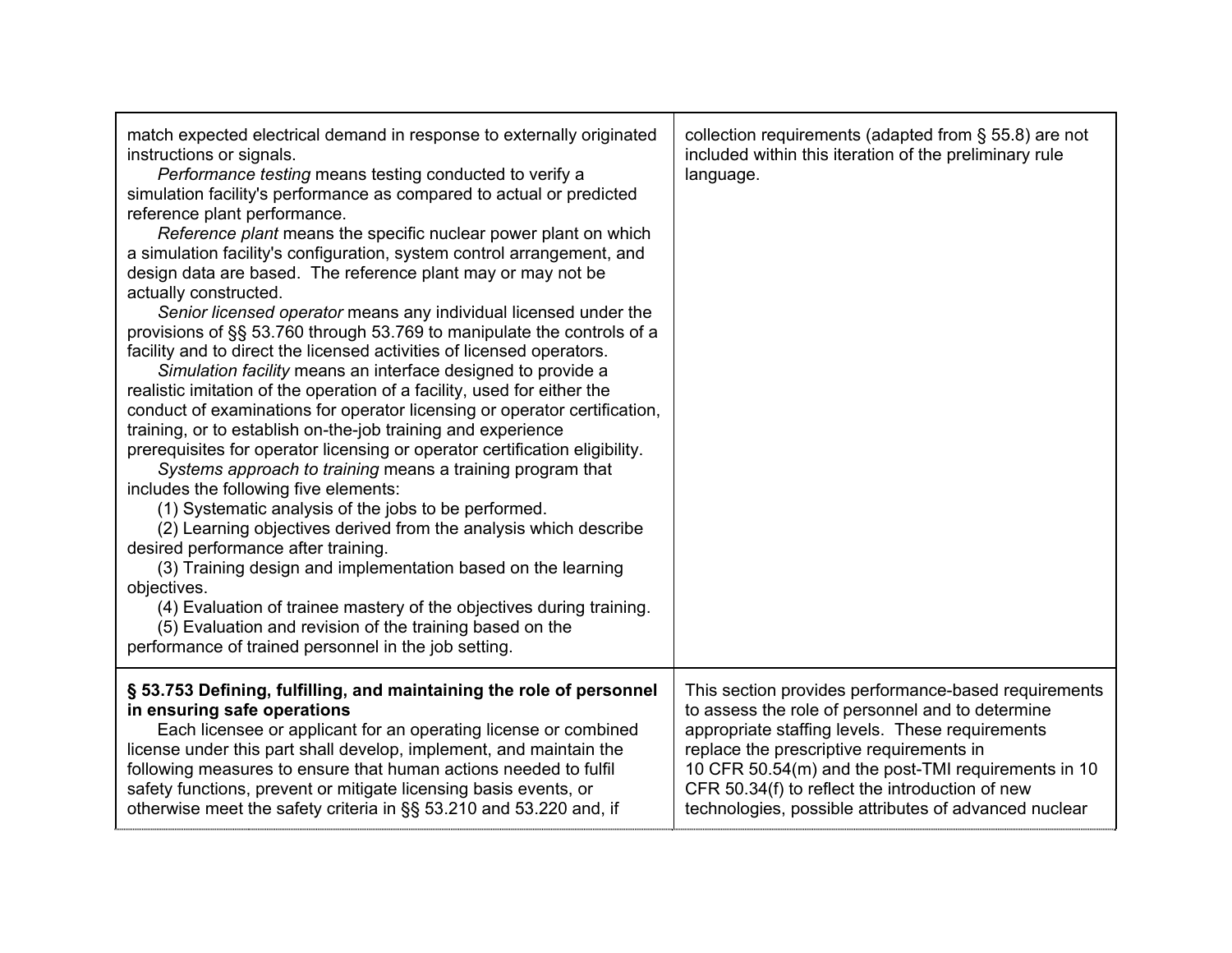| | |
|---|---|
| match expected electrical demand in response to externally originated instructions or signals.<br>*Performance testing* means testing conducted to verify a simulation facility's performance as compared to actual or predicted reference plant performance.<br>*Reference plant* means the specific nuclear power plant on which a simulation facility's configuration, system control arrangement, and design data are based. The reference plant may or may not be actually constructed.<br>*Senior licensed operator* means any individual licensed under the provisions of §§ 53.760 through 53.769 to manipulate the controls of a facility and to direct the licensed activities of licensed operators.<br>*Simulation facility* means an interface designed to provide a realistic imitation of the operation of a facility, used for either the conduct of examinations for operator licensing or operator certification, training, or to establish on-the-job training and experience prerequisites for operator licensing or operator certification eligibility.<br>*Systems approach to training* means a training program that includes the following five elements:<br>(1) Systematic analysis of the jobs to be performed.<br>(2) Learning objectives derived from the analysis which describe desired performance after training.<br>(3) Training design and implementation based on the learning objectives.<br>(4) Evaluation of trainee mastery of the objectives during training.<br>(5) Evaluation and revision of the training based on the performance of trained personnel in the job setting. | collection requirements (adapted from § 55.8) are not included within this iteration of the preliminary rule language. |
| **§ 53.753 Defining, fulfilling, and maintaining the role of personnel in ensuring safe operations**<br>Each licensee or applicant for an operating license or combined license under this part shall develop, implement, and maintain the following measures to ensure that human actions needed to fulfil safety functions, prevent or mitigate licensing basis events, or otherwise meet the safety criteria in §§ 53.210 and 53.220 and, if | This section provides performance-based requirements to assess the role of personnel and to determine appropriate staffing levels. These requirements replace the prescriptive requirements in 10 CFR 50.54(m) and the post-TMI requirements in 10 CFR 50.34(f) to reflect the introduction of new technologies, possible attributes of advanced nuclear |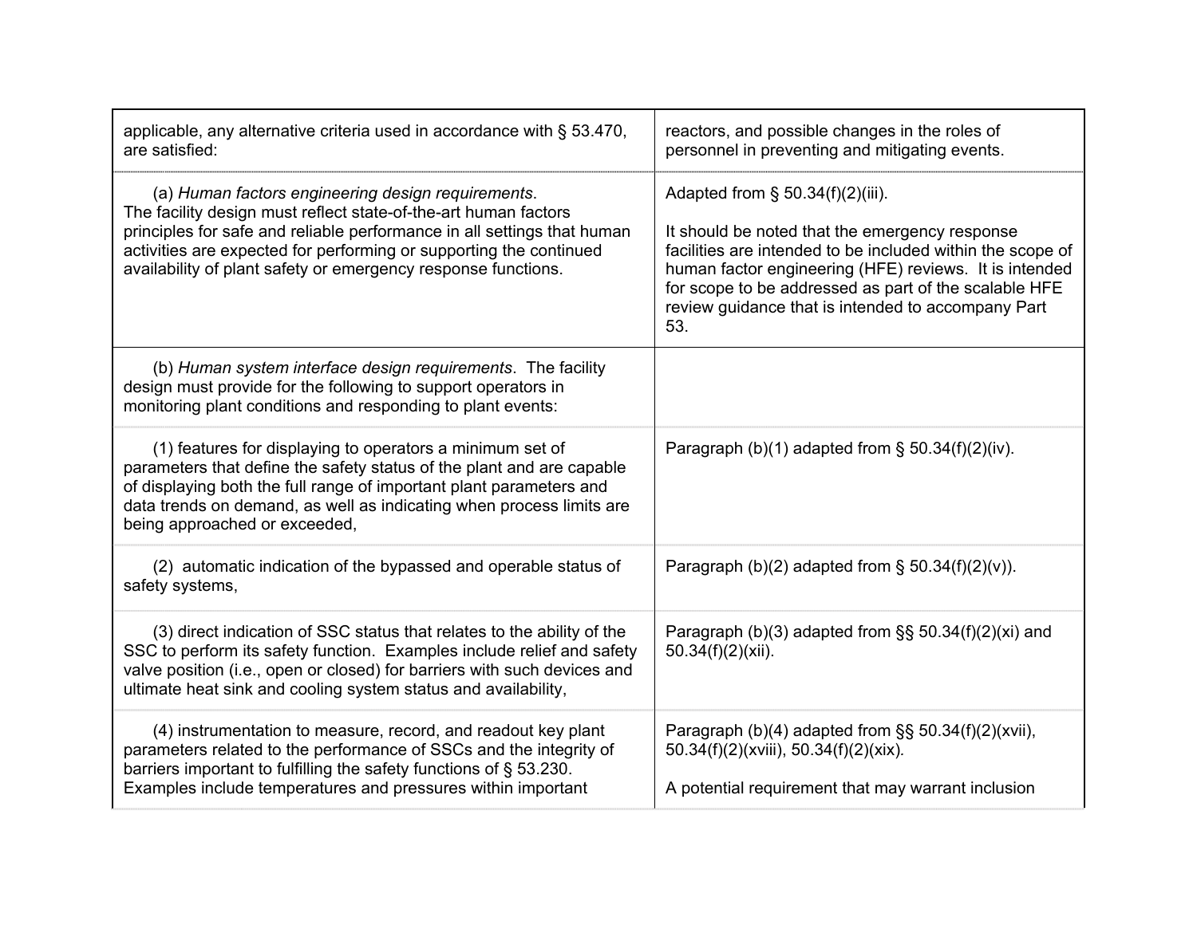| | |
|---|---|
| applicable, any alternative criteria used in accordance with § 53.470, are satisfied: | reactors, and possible changes in the roles of personnel in preventing and mitigating events. |
| (a) *Human factors engineering design requirements*. The facility design must reflect state-of-the-art human factors principles for safe and reliable performance in all settings that human activities are expected for performing or supporting the continued availability of plant safety or emergency response functions. | Adapted from § 50.34(f)(2)(iii).<br><br>It should be noted that the emergency response facilities are intended to be included within the scope of human factor engineering (HFE) reviews. It is intended for scope to be addressed as part of the scalable HFE review guidance that is intended to accompany Part 53. |
| (b) *Human system interface design requirements*. The facility design must provide for the following to support operators in monitoring plant conditions and responding to plant events: | |
| (1) features for displaying to operators a minimum set of parameters that define the safety status of the plant and are capable of displaying both the full range of important plant parameters and data trends on demand, as well as indicating when process limits are being approached or exceeded, | Paragraph (b)(1) adapted from § 50.34(f)(2)(iv). |
| (2) automatic indication of the bypassed and operable status of safety systems, | Paragraph (b)(2) adapted from § 50.34(f)(2)(v)). |
| (3) direct indication of SSC status that relates to the ability of the SSC to perform its safety function. Examples include relief and safety valve position (i.e., open or closed) for barriers with such devices and ultimate heat sink and cooling system status and availability, | Paragraph (b)(3) adapted from §§ 50.34(f)(2)(xi) and 50.34(f)(2)(xii). |
| (4) instrumentation to measure, record, and readout key plant parameters related to the performance of SSCs and the integrity of barriers important to fulfilling the safety functions of § 53.230. Examples include temperatures and pressures within important | Paragraph (b)(4) adapted from §§ 50.34(f)(2)(xvii), 50.34(f)(2)(xviii), 50.34(f)(2)(xix).<br><br>A potential requirement that may warrant inclusion |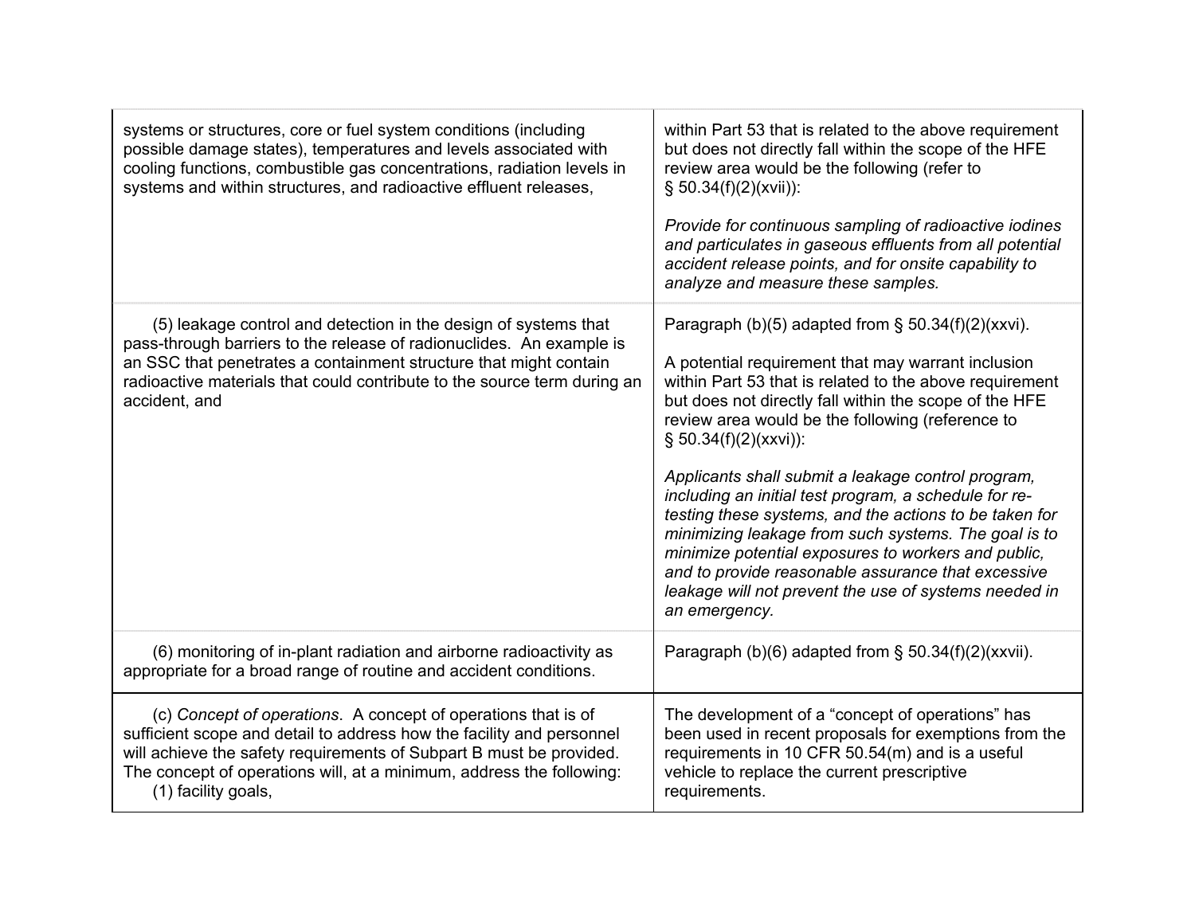| | |
|---|---|
| systems or structures, core or fuel system conditions (including possible damage states), temperatures and levels associated with cooling functions, combustible gas concentrations, radiation levels in systems and within structures, and radioactive effluent releases, | within Part 53 that is related to the above requirement but does not directly fall within the scope of the HFE review area would be the following (refer to § 50.34(f)(2)(xvii)):<br><br>*Provide for continuous sampling of radioactive iodines and particulates in gaseous effluents from all potential accident release points, and for onsite capability to analyze and measure these samples.* |
| (5) leakage control and detection in the design of systems that pass-through barriers to the release of radionuclides. An example is an SSC that penetrates a containment structure that might contain radioactive materials that could contribute to the source term during an accident, and | Paragraph (b)(5) adapted from § 50.34(f)(2)(xxvi).<br><br>A potential requirement that may warrant inclusion within Part 53 that is related to the above requirement but does not directly fall within the scope of the HFE review area would be the following (reference to § 50.34(f)(2)(xxvi)):<br><br>*Applicants shall submit a leakage control program, including an initial test program, a schedule for re-testing these systems, and the actions to be taken for minimizing leakage from such systems. The goal is to minimize potential exposures to workers and public, and to provide reasonable assurance that excessive leakage will not prevent the use of systems needed in an emergency.* |
| (6) monitoring of in-plant radiation and airborne radioactivity as appropriate for a broad range of routine and accident conditions. | Paragraph (b)(6) adapted from § 50.34(f)(2)(xxvii). |
| (c) *Concept of operations*. A concept of operations that is of sufficient scope and detail to address how the facility and personnel will achieve the safety requirements of Subpart B must be provided. The concept of operations will, at a minimum, address the following:<br>(1) facility goals, | The development of a "concept of operations" has been used in recent proposals for exemptions from the requirements in 10 CFR 50.54(m) and is a useful vehicle to replace the current prescriptive requirements. |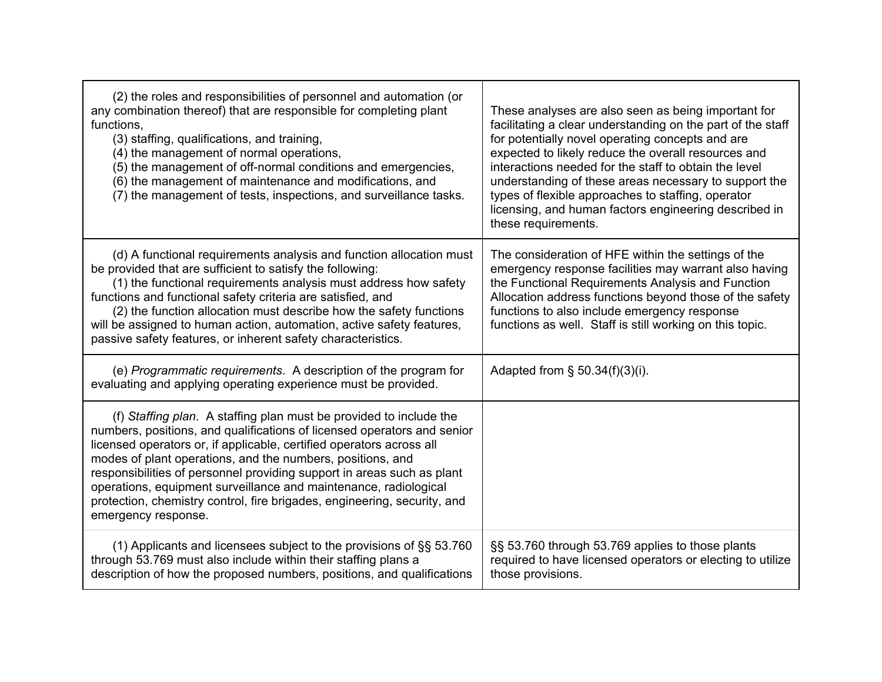| | |
|---|---|
| (2) the roles and responsibilities of personnel and automation (or any combination thereof) that are responsible for completing plant functions,<br>(3) staffing, qualifications, and training,<br>(4) the management of normal operations,<br>(5) the management of off-normal conditions and emergencies,<br>(6) the management of maintenance and modifications, and<br>(7) the management of tests, inspections, and surveillance tasks. | These analyses are also seen as being important for facilitating a clear understanding on the part of the staff for potentially novel operating concepts and are expected to likely reduce the overall resources and interactions needed for the staff to obtain the level understanding of these areas necessary to support the types of flexible approaches to staffing, operator licensing, and human factors engineering described in these requirements. |
| (d) A functional requirements analysis and function allocation must be provided that are sufficient to satisfy the following:<br>(1) the functional requirements analysis must address how safety functions and functional safety criteria are satisfied, and<br>(2) the function allocation must describe how the safety functions will be assigned to human action, automation, active safety features, passive safety features, or inherent safety characteristics. | The consideration of HFE within the settings of the emergency response facilities may warrant also having the Functional Requirements Analysis and Function Allocation address functions beyond those of the safety functions to also include emergency response functions as well. Staff is still working on this topic. |
| (e) *Programmatic requirements*. A description of the program for evaluating and applying operating experience must be provided. | Adapted from § 50.34(f)(3)(i). |
| (f) *Staffing plan*. A staffing plan must be provided to include the numbers, positions, and qualifications of licensed operators and senior licensed operators or, if applicable, certified operators across all modes of plant operations, and the numbers, positions, and responsibilities of personnel providing support in areas such as plant operations, equipment surveillance and maintenance, radiological protection, chemistry control, fire brigades, engineering, security, and emergency response. | |
| (1) Applicants and licensees subject to the provisions of §§ 53.760 through 53.769 must also include within their staffing plans a description of how the proposed numbers, positions, and qualifications | §§ 53.760 through 53.769 applies to those plants required to have licensed operators or electing to utilize those provisions. |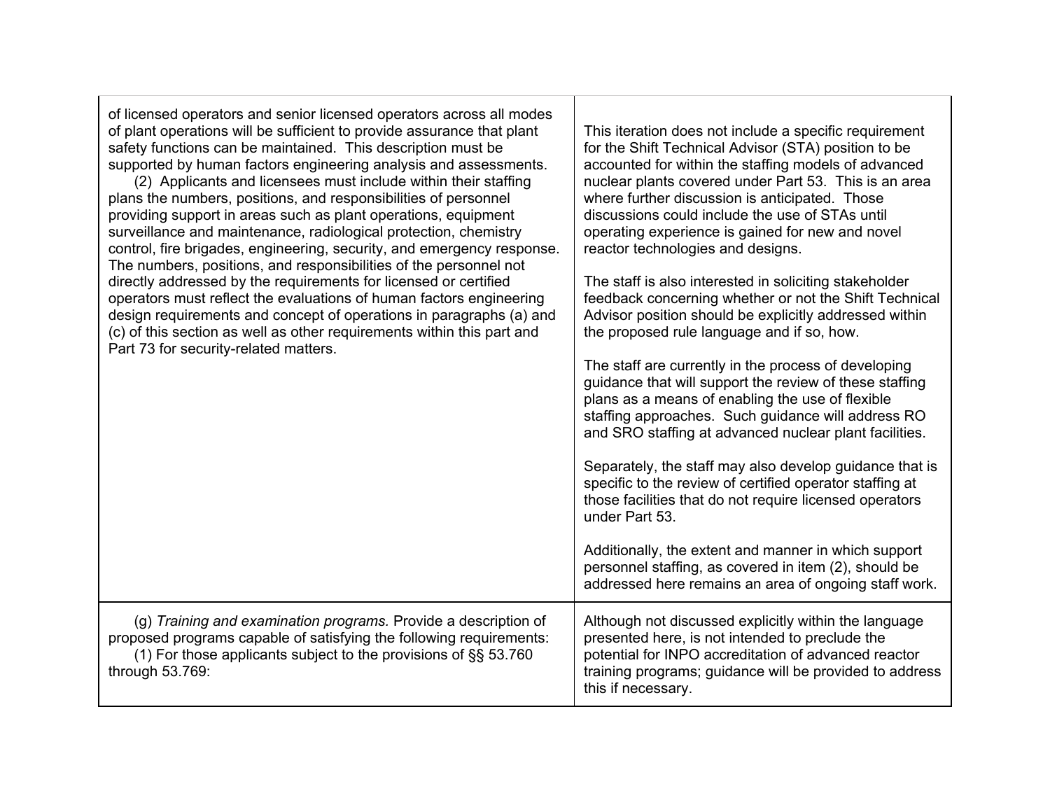| | |
|---|---|
| of licensed operators and senior licensed operators across all modes of plant operations will be sufficient to provide assurance that plant safety functions can be maintained. This description must be supported by human factors engineering analysis and assessments.<br>(2) Applicants and licensees must include within their staffing plans the numbers, positions, and responsibilities of personnel providing support in areas such as plant operations, equipment surveillance and maintenance, radiological protection, chemistry control, fire brigades, engineering, security, and emergency response. The numbers, positions, and responsibilities of the personnel not directly addressed by the requirements for licensed or certified operators must reflect the evaluations of human factors engineering design requirements and concept of operations in paragraphs (a) and (c) of this section as well as other requirements within this part and Part 73 for security-related matters. | This iteration does not include a specific requirement for the Shift Technical Advisor (STA) position to be accounted for within the staffing models of advanced nuclear plants covered under Part 53. This is an area where further discussion is anticipated. Those discussions could include the use of STAs until operating experience is gained for new and novel reactor technologies and designs.<br><br>The staff is also interested in soliciting stakeholder feedback concerning whether or not the Shift Technical Advisor position should be explicitly addressed within the proposed rule language and if so, how.<br><br>The staff are currently in the process of developing guidance that will support the review of these staffing plans as a means of enabling the use of flexible staffing approaches. Such guidance will address RO and SRO staffing at advanced nuclear plant facilities.<br><br>Separately, the staff may also develop guidance that is specific to the review of certified operator staffing at those facilities that do not require licensed operators under Part 53.<br><br>Additionally, the extent and manner in which support personnel staffing, as covered in item (2), should be addressed here remains an area of ongoing staff work. |
| (g) *Training and examination programs.* Provide a description of proposed programs capable of satisfying the following requirements:<br>(1) For those applicants subject to the provisions of §§ 53.760 through 53.769: | Although not discussed explicitly within the language presented here, is not intended to preclude the potential for INPO accreditation of advanced reactor training programs; guidance will be provided to address this if necessary. |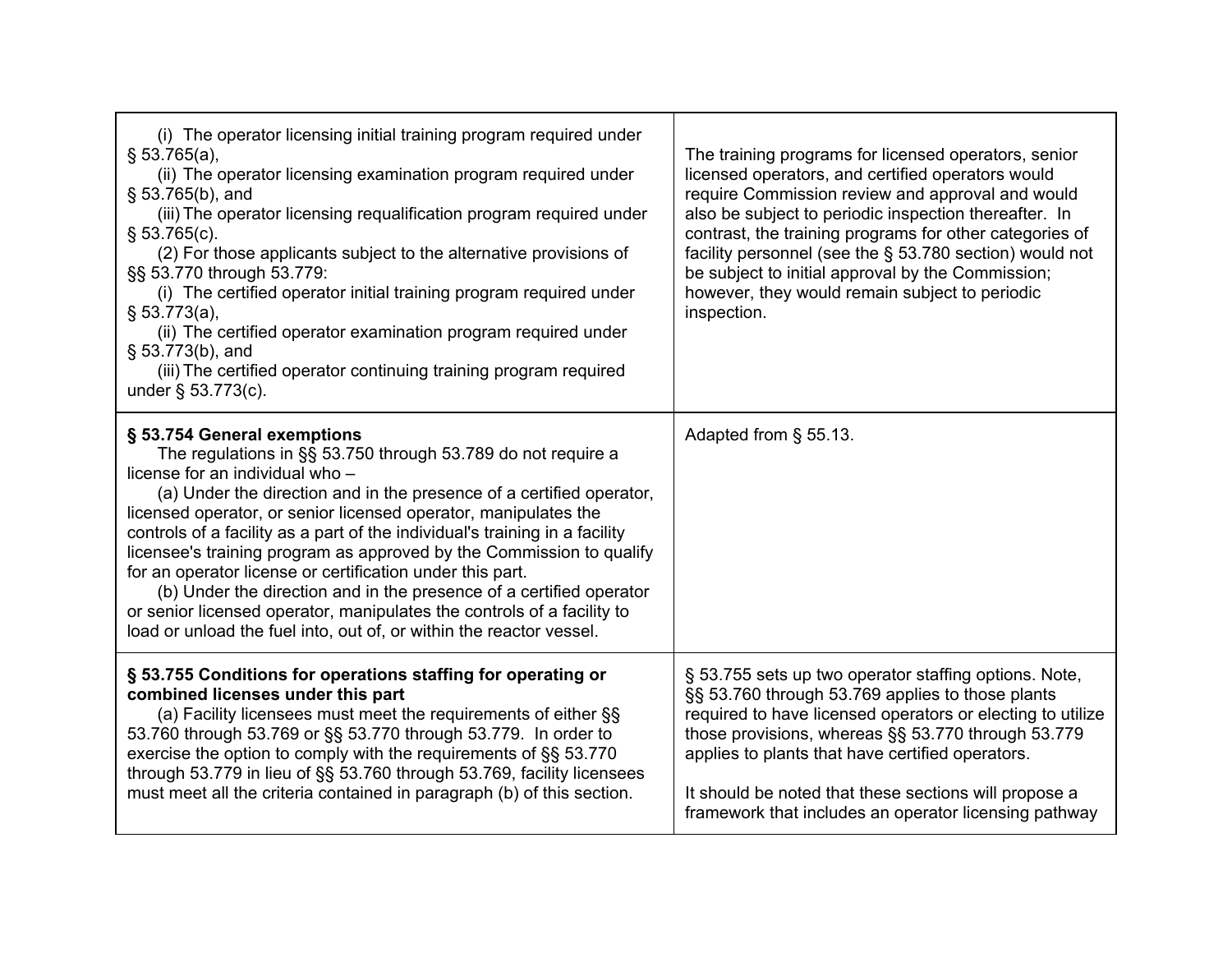| | |
|---|---|
| (i) The operator licensing initial training program required under § 53.765(a),<br>(ii) The operator licensing examination program required under § 53.765(b), and<br>(iii) The operator licensing requalification program required under § 53.765(c).<br>(2) For those applicants subject to the alternative provisions of §§ 53.770 through 53.779:<br>(i) The certified operator initial training program required under § 53.773(a),<br>(ii) The certified operator examination program required under § 53.773(b), and<br>(iii) The certified operator continuing training program required under § 53.773(c). | The training programs for licensed operators, senior licensed operators, and certified operators would require Commission review and approval and would also be subject to periodic inspection thereafter. In contrast, the training programs for other categories of facility personnel (see the § 53.780 section) would not be subject to initial approval by the Commission; however, they would remain subject to periodic inspection. |
| **§ 53.754 General exemptions**<br>The regulations in §§ 53.750 through 53.789 do not require a license for an individual who –<br>(a) Under the direction and in the presence of a certified operator, licensed operator, or senior licensed operator, manipulates the controls of a facility as a part of the individual's training in a facility licensee's training program as approved by the Commission to qualify for an operator license or certification under this part.<br>(b) Under the direction and in the presence of a certified operator or senior licensed operator, manipulates the controls of a facility to load or unload the fuel into, out of, or within the reactor vessel. | Adapted from § 55.13. |
| **§ 53.755 Conditions for operations staffing for operating or combined licenses under this part**<br>(a) Facility licensees must meet the requirements of either §§ 53.760 through 53.769 or §§ 53.770 through 53.779. In order to exercise the option to comply with the requirements of §§ 53.770 through 53.779 in lieu of §§ 53.760 through 53.769, facility licensees must meet all the criteria contained in paragraph (b) of this section. | § 53.755 sets up two operator staffing options. Note, §§ 53.760 through 53.769 applies to those plants required to have licensed operators or electing to utilize those provisions, whereas §§ 53.770 through 53.779 applies to plants that have certified operators.<br><br>It should be noted that these sections will propose a framework that includes an operator licensing pathway |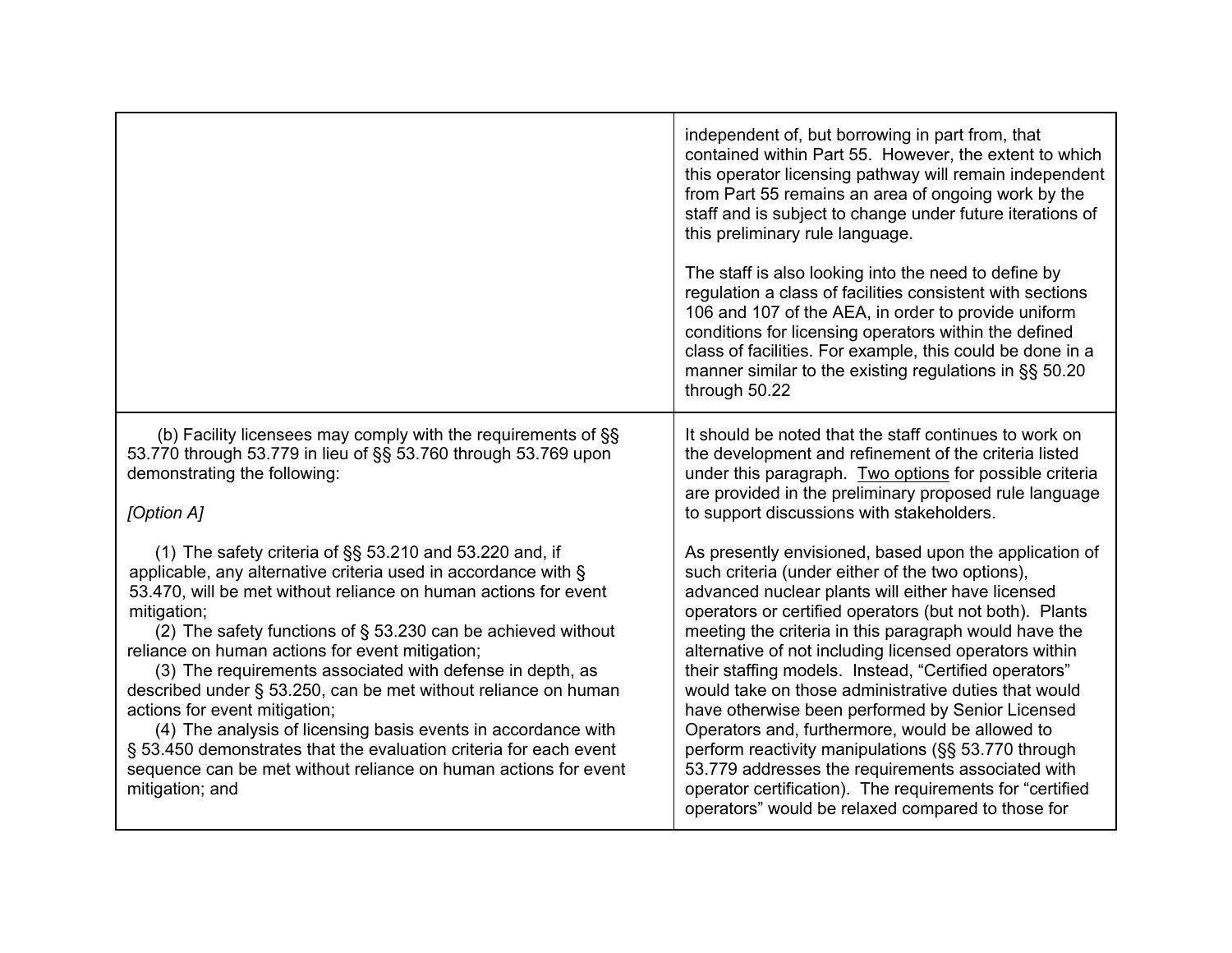| | |
|---|---|
| | independent of, but borrowing in part from, that contained within Part 55. However, the extent to which this operator licensing pathway will remain independent from Part 55 remains an area of ongoing work by the staff and is subject to change under future iterations of this preliminary rule language.<br><br>The staff is also looking into the need to define by regulation a class of facilities consistent with sections 106 and 107 of the AEA, in order to provide uniform conditions for licensing operators within the defined class of facilities. For example, this could be done in a manner similar to the existing regulations in §§ 50.20 through 50.22 |
| (b) Facility licensees may comply with the requirements of §§ 53.770 through 53.779 in lieu of §§ 53.760 through 53.769 upon demonstrating the following:<br><br>*[Option A]*<br><br>(1) The safety criteria of §§ 53.210 and 53.220 and, if applicable, any alternative criteria used in accordance with § 53.470, will be met without reliance on human actions for event mitigation;<br>(2) The safety functions of § 53.230 can be achieved without reliance on human actions for event mitigation;<br>(3) The requirements associated with defense in depth, as described under § 53.250, can be met without reliance on human actions for event mitigation;<br>(4) The analysis of licensing basis events in accordance with § 53.450 demonstrates that the evaluation criteria for each event sequence can be met without reliance on human actions for event mitigation; and | It should be noted that the staff continues to work on the development and refinement of the criteria listed under this paragraph. <u>Two options</u> for possible criteria are provided in the preliminary proposed rule language to support discussions with stakeholders.<br><br>As presently envisioned, based upon the application of such criteria (under either of the two options), advanced nuclear plants will either have licensed operators or certified operators (but not both). Plants meeting the criteria in this paragraph would have the alternative of not including licensed operators within their staffing models. Instead, "Certified operators" would take on those administrative duties that would have otherwise been performed by Senior Licensed Operators and, furthermore, would be allowed to perform reactivity manipulations (§§ 53.770 through 53.779 addresses the requirements associated with operator certification). The requirements for "certified operators" would be relaxed compared to those for |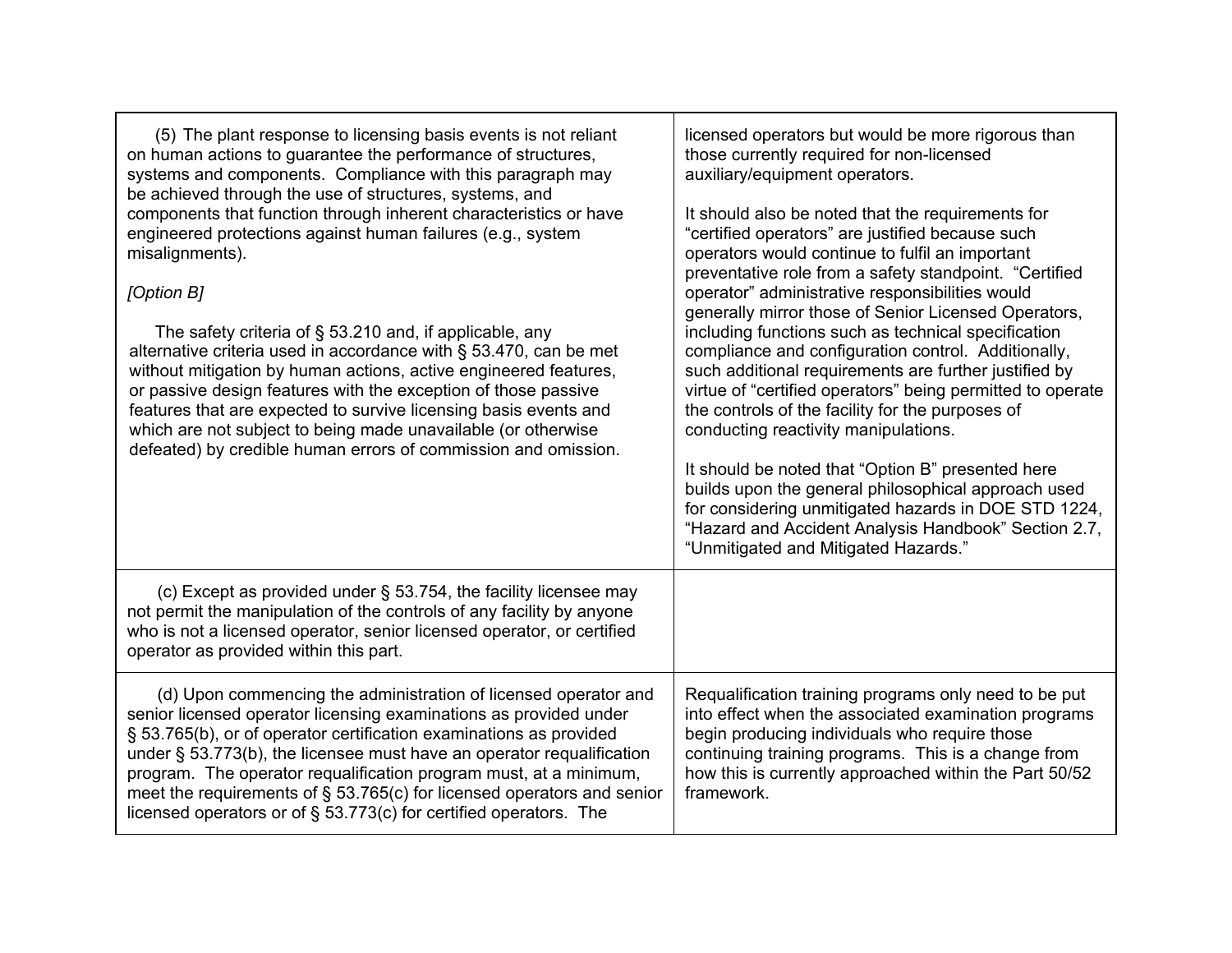| | |
|---|---|
| (5) The plant response to licensing basis events is not reliant on human actions to guarantee the performance of structures, systems and components. Compliance with this paragraph may be achieved through the use of structures, systems, and components that function through inherent characteristics or have engineered protections against human failures (e.g., system misalignments).<br><br>*[Option B]*<br><br>The safety criteria of § 53.210 and, if applicable, any alternative criteria used in accordance with § 53.470, can be met without mitigation by human actions, active engineered features, or passive design features with the exception of those passive features that are expected to survive licensing basis events and which are not subject to being made unavailable (or otherwise defeated) by credible human errors of commission and omission. | licensed operators but would be more rigorous than those currently required for non-licensed auxiliary/equipment operators.<br><br>It should also be noted that the requirements for "certified operators" are justified because such operators would continue to fulfil an important preventative role from a safety standpoint. "Certified operator" administrative responsibilities would generally mirror those of Senior Licensed Operators, including functions such as technical specification compliance and configuration control. Additionally, such additional requirements are further justified by virtue of "certified operators" being permitted to operate the controls of the facility for the purposes of conducting reactivity manipulations.<br><br>It should be noted that "Option B" presented here builds upon the general philosophical approach used for considering unmitigated hazards in DOE STD 1224, "Hazard and Accident Analysis Handbook" Section 2.7, "Unmitigated and Mitigated Hazards." |
| (c) Except as provided under § 53.754, the facility licensee may not permit the manipulation of the controls of any facility by anyone who is not a licensed operator, senior licensed operator, or certified operator as provided within this part. | |
| (d) Upon commencing the administration of licensed operator and senior licensed operator licensing examinations as provided under § 53.765(b), or of operator certification examinations as provided under § 53.773(b), the licensee must have an operator requalification program. The operator requalification program must, at a minimum, meet the requirements of § 53.765(c) for licensed operators and senior licensed operators or of § 53.773(c) for certified operators. The | Requalification training programs only need to be put into effect when the associated examination programs begin producing individuals who require those continuing training programs. This is a change from how this is currently approached within the Part 50/52 framework. |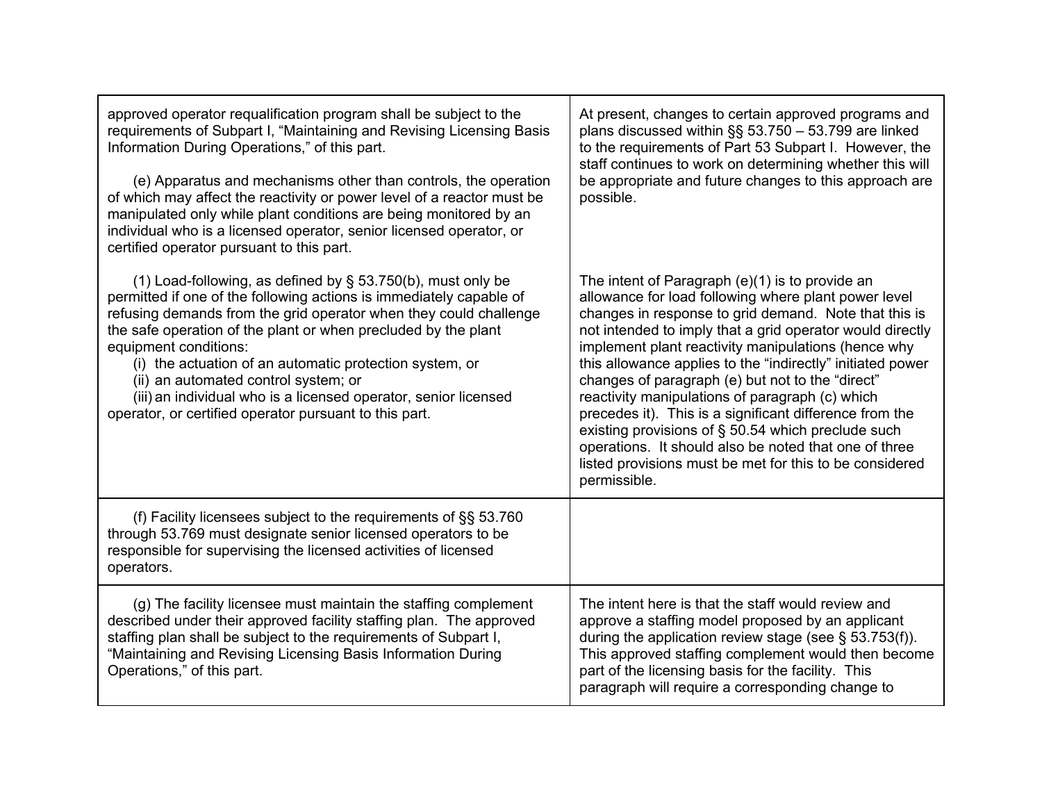| | |
|---|---|
| approved operator requalification program shall be subject to the requirements of Subpart I, "Maintaining and Revising Licensing Basis Information During Operations," of this part.<br><br>(e) Apparatus and mechanisms other than controls, the operation of which may affect the reactivity or power level of a reactor must be manipulated only while plant conditions are being monitored by an individual who is a licensed operator, senior licensed operator, or certified operator pursuant to this part.<br><br>(1) Load-following, as defined by § 53.750(b), must only be permitted if one of the following actions is immediately capable of refusing demands from the grid operator when they could challenge the safe operation of the plant or when precluded by the plant equipment conditions:<br>(i) the actuation of an automatic protection system, or<br>(ii) an automated control system; or<br>(iii) an individual who is a licensed operator, senior licensed operator, or certified operator pursuant to this part. | At present, changes to certain approved programs and plans discussed within §§ 53.750 – 53.799 are linked to the requirements of Part 53 Subpart I. However, the staff continues to work on determining whether this will be appropriate and future changes to this approach are possible.<br><br>The intent of Paragraph (e)(1) is to provide an allowance for load following where plant power level changes in response to grid demand. Note that this is not intended to imply that a grid operator would directly implement plant reactivity manipulations (hence why this allowance applies to the "indirectly" initiated power changes of paragraph (e) but not to the "direct" reactivity manipulations of paragraph (c) which precedes it). This is a significant difference from the existing provisions of § 50.54 which preclude such operations. It should also be noted that one of three listed provisions must be met for this to be considered permissible. |
| (f) Facility licensees subject to the requirements of §§ 53.760 through 53.769 must designate senior licensed operators to be responsible for supervising the licensed activities of licensed operators. | |
| (g) The facility licensee must maintain the staffing complement described under their approved facility staffing plan. The approved staffing plan shall be subject to the requirements of Subpart I, "Maintaining and Revising Licensing Basis Information During Operations," of this part. | The intent here is that the staff would review and approve a staffing model proposed by an applicant during the application review stage (see § 53.753(f)). This approved staffing complement would then become part of the licensing basis for the facility. This paragraph will require a corresponding change to |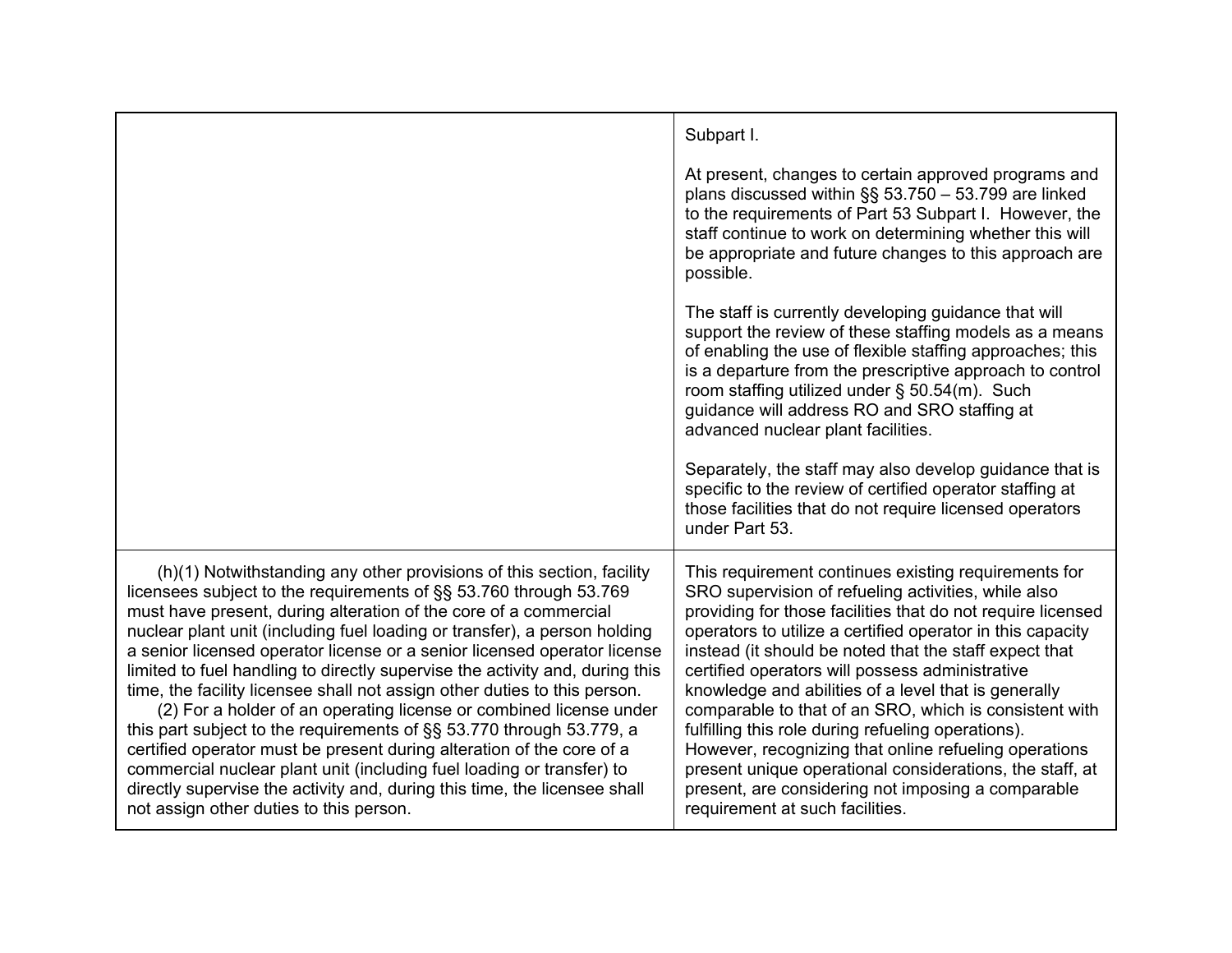| | |
|---|---|
| | Subpart I.<br><br>At present, changes to certain approved programs and plans discussed within §§ 53.750 – 53.799 are linked to the requirements of Part 53 Subpart I. However, the staff continue to work on determining whether this will be appropriate and future changes to this approach are possible.<br><br>The staff is currently developing guidance that will support the review of these staffing models as a means of enabling the use of flexible staffing approaches; this is a departure from the prescriptive approach to control room staffing utilized under § 50.54(m). Such guidance will address RO and SRO staffing at advanced nuclear plant facilities.<br><br>Separately, the staff may also develop guidance that is specific to the review of certified operator staffing at those facilities that do not require licensed operators under Part 53. |
| (h)(1) Notwithstanding any other provisions of this section, facility licensees subject to the requirements of §§ 53.760 through 53.769 must have present, during alteration of the core of a commercial nuclear plant unit (including fuel loading or transfer), a person holding a senior licensed operator license or a senior licensed operator license limited to fuel handling to directly supervise the activity and, during this time, the facility licensee shall not assign other duties to this person.<br>(2) For a holder of an operating license or combined license under this part subject to the requirements of §§ 53.770 through 53.779, a certified operator must be present during alteration of the core of a commercial nuclear plant unit (including fuel loading or transfer) to directly supervise the activity and, during this time, the licensee shall not assign other duties to this person. | This requirement continues existing requirements for SRO supervision of refueling activities, while also providing for those facilities that do not require licensed operators to utilize a certified operator in this capacity instead (it should be noted that the staff expect that certified operators will possess administrative knowledge and abilities of a level that is generally comparable to that of an SRO, which is consistent with fulfilling this role during refueling operations). However, recognizing that online refueling operations present unique operational considerations, the staff, at present, are considering not imposing a comparable requirement at such facilities. |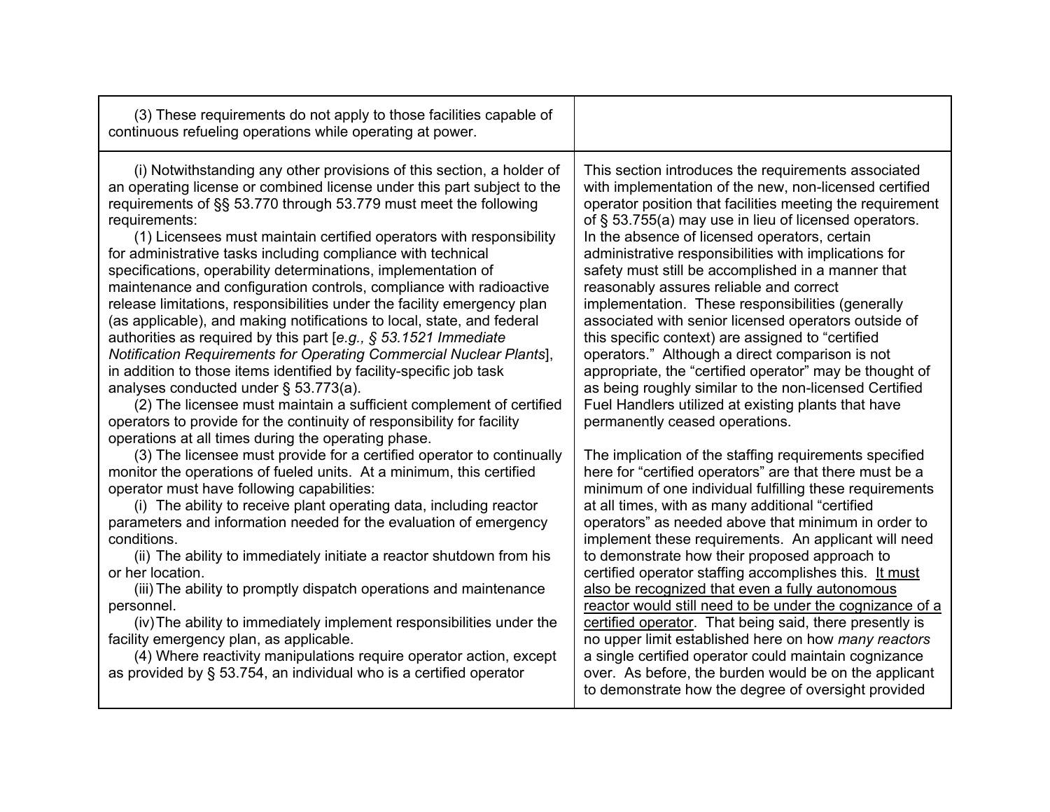| | |
|---|---|
| (3) These requirements do not apply to those facilities capable of continuous refueling operations while operating at power. | |
| (i) Notwithstanding any other provisions of this section, a holder of an operating license or combined license under this part subject to the requirements of §§ 53.770 through 53.779 must meet the following requirements:<br>(1) Licensees must maintain certified operators with responsibility for administrative tasks including compliance with technical specifications, operability determinations, implementation of maintenance and configuration controls, compliance with radioactive release limitations, responsibilities under the facility emergency plan (as applicable), and making notifications to local, state, and federal authorities as required by this part [*e.g., § 53.1521 Immediate Notification Requirements for Operating Commercial Nuclear Plants*], in addition to those items identified by facility-specific job task analyses conducted under § 53.773(a).<br>(2) The licensee must maintain a sufficient complement of certified operators to provide for the continuity of responsibility for facility operations at all times during the operating phase.<br>(3) The licensee must provide for a certified operator to continually monitor the operations of fueled units. At a minimum, this certified operator must have following capabilities:<br>(i) The ability to receive plant operating data, including reactor parameters and information needed for the evaluation of emergency conditions.<br>(ii) The ability to immediately initiate a reactor shutdown from his or her location.<br>(iii) The ability to promptly dispatch operations and maintenance personnel.<br>(iv) The ability to immediately implement responsibilities under the facility emergency plan, as applicable.<br>(4) Where reactivity manipulations require operator action, except as provided by § 53.754, an individual who is a certified operator | This section introduces the requirements associated with implementation of the new, non-licensed certified operator position that facilities meeting the requirement of § 53.755(a) may use in lieu of licensed operators. In the absence of licensed operators, certain administrative responsibilities with implications for safety must still be accomplished in a manner that reasonably assures reliable and correct implementation. These responsibilities (generally associated with senior licensed operators outside of this specific context) are assigned to "certified operators." Although a direct comparison is not appropriate, the "certified operator" may be thought of as being roughly similar to the non-licensed Certified Fuel Handlers utilized at existing plants that have permanently ceased operations.<br><br>The implication of the staffing requirements specified here for "certified operators" are that there must be a minimum of one individual fulfilling these requirements at all times, with as many additional "certified operators" as needed above that minimum in order to implement these requirements. An applicant will need to demonstrate how their proposed approach to certified operator staffing accomplishes this. <u>It must also be recognized that even a fully autonomous reactor would still need to be under the cognizance of a certified operator</u>. That being said, there presently is no upper limit established here on how *many reactors* a single certified operator could maintain cognizance over. As before, the burden would be on the applicant to demonstrate how the degree of oversight provided |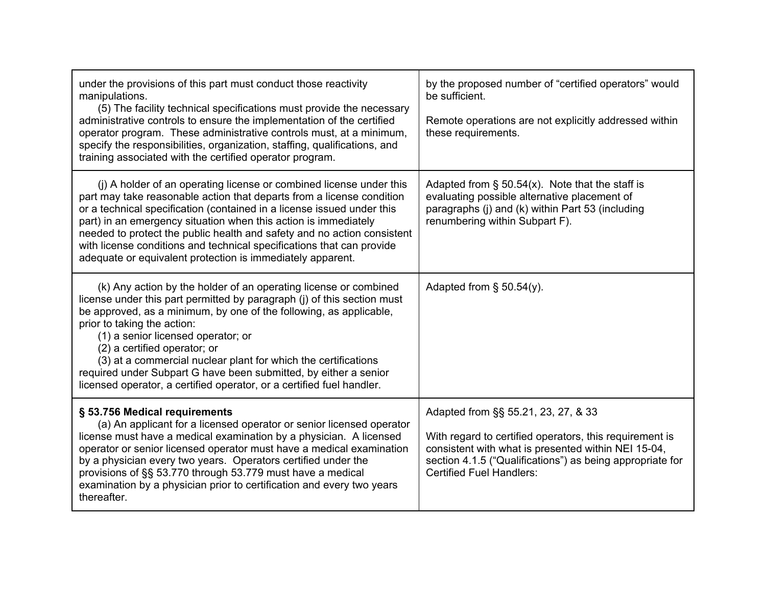| | |
|---|---|
| under the provisions of this part must conduct those reactivity manipulations.<br>(5) The facility technical specifications must provide the necessary administrative controls to ensure the implementation of the certified operator program. These administrative controls must, at a minimum, specify the responsibilities, organization, staffing, qualifications, and training associated with the certified operator program. | by the proposed number of "certified operators" would be sufficient.<br><br>Remote operations are not explicitly addressed within these requirements. |
| (j) A holder of an operating license or combined license under this part may take reasonable action that departs from a license condition or a technical specification (contained in a license issued under this part) in an emergency situation when this action is immediately needed to protect the public health and safety and no action consistent with license conditions and technical specifications that can provide adequate or equivalent protection is immediately apparent. | Adapted from § 50.54(x). Note that the staff is evaluating possible alternative placement of paragraphs (j) and (k) within Part 53 (including renumbering within Subpart F). |
| (k) Any action by the holder of an operating license or combined license under this part permitted by paragraph (j) of this section must be approved, as a minimum, by one of the following, as applicable, prior to taking the action:<br>(1) a senior licensed operator; or<br>(2) a certified operator; or<br>(3) at a commercial nuclear plant for which the certifications required under Subpart G have been submitted, by either a senior licensed operator, a certified operator, or a certified fuel handler. | Adapted from § 50.54(y). |
| **§ 53.756 Medical requirements**<br>(a) An applicant for a licensed operator or senior licensed operator license must have a medical examination by a physician. A licensed operator or senior licensed operator must have a medical examination by a physician every two years. Operators certified under the provisions of §§ 53.770 through 53.779 must have a medical examination by a physician prior to certification and every two years thereafter. | Adapted from §§ 55.21, 23, 27, & 33<br><br>With regard to certified operators, this requirement is consistent with what is presented within NEI 15-04, section 4.1.5 ("Qualifications") as being appropriate for Certified Fuel Handlers: |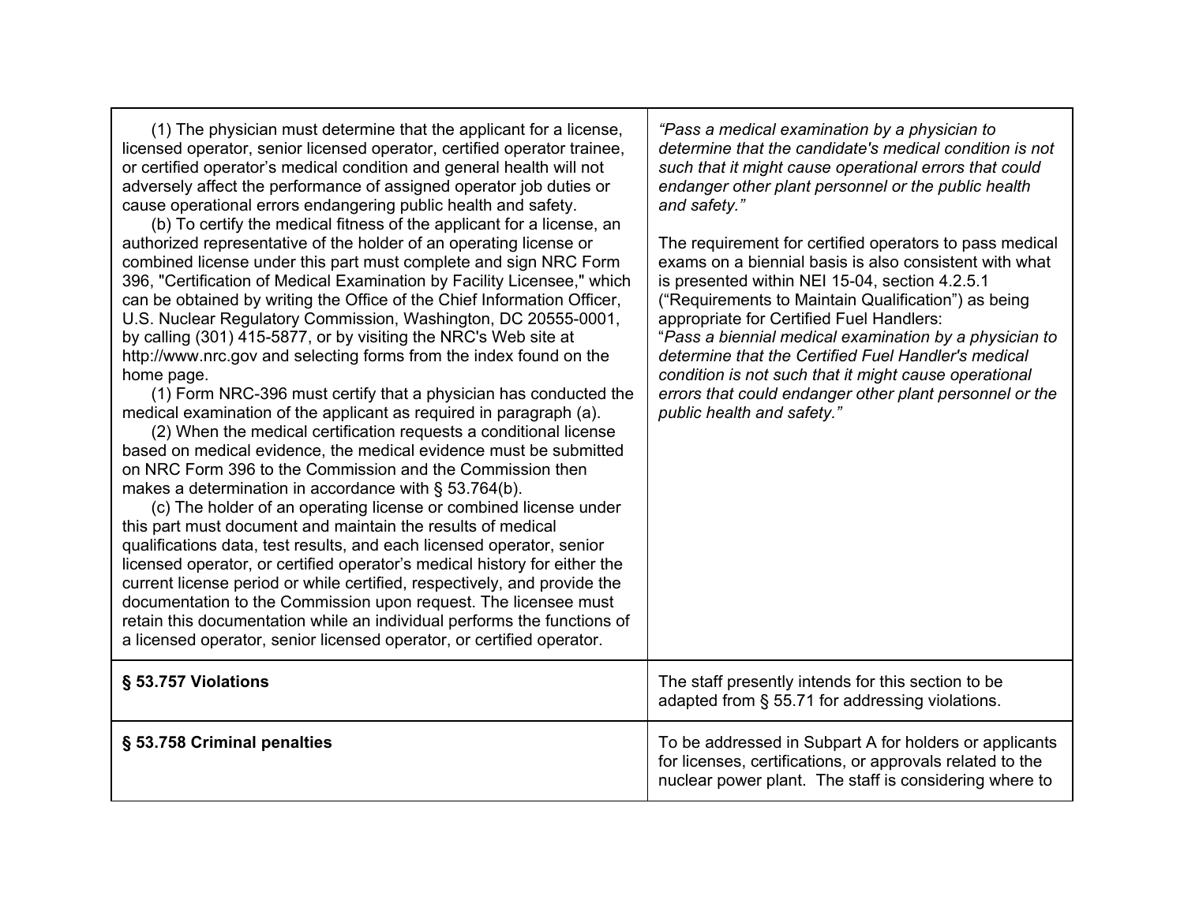| | |
|---|---|
| (1) The physician must determine that the applicant for a license, licensed operator, senior licensed operator, certified operator trainee, or certified operator's medical condition and general health will not adversely affect the performance of assigned operator job duties or cause operational errors endangering public health and safety.<br>(b) To certify the medical fitness of the applicant for a license, an authorized representative of the holder of an operating license or combined license under this part must complete and sign NRC Form 396, "Certification of Medical Examination by Facility Licensee," which can be obtained by writing the Office of the Chief Information Officer, U.S. Nuclear Regulatory Commission, Washington, DC 20555-0001, by calling (301) 415-5877, or by visiting the NRC's Web site at http://www.nrc.gov and selecting forms from the index found on the home page.<br>(1) Form NRC-396 must certify that a physician has conducted the medical examination of the applicant as required in paragraph (a).<br>(2) When the medical certification requests a conditional license based on medical evidence, the medical evidence must be submitted on NRC Form 396 to the Commission and the Commission then makes a determination in accordance with § 53.764(b).<br>(c) The holder of an operating license or combined license under this part must document and maintain the results of medical qualifications data, test results, and each licensed operator, senior licensed operator, or certified operator's medical history for either the current license period or while certified, respectively, and provide the documentation to the Commission upon request. The licensee must retain this documentation while an individual performs the functions of a licensed operator, senior licensed operator, or certified operator. | *"Pass a medical examination by a physician to determine that the candidate's medical condition is not such that it might cause operational errors that could endanger other plant personnel or the public health and safety."*<br><br>The requirement for certified operators to pass medical exams on a biennial basis is also consistent with what is presented within NEI 15-04, section 4.2.5.1 ("Requirements to Maintain Qualification") as being appropriate for Certified Fuel Handlers:<br>"*Pass a biennial medical examination by a physician to determine that the Certified Fuel Handler's medical condition is not such that it might cause operational errors that could endanger other plant personnel or the public health and safety."* |
| **§ 53.757 Violations** | The staff presently intends for this section to be adapted from § 55.71 for addressing violations. |
| **§ 53.758 Criminal penalties** | To be addressed in Subpart A for holders or applicants for licenses, certifications, or approvals related to the nuclear power plant. The staff is considering where to |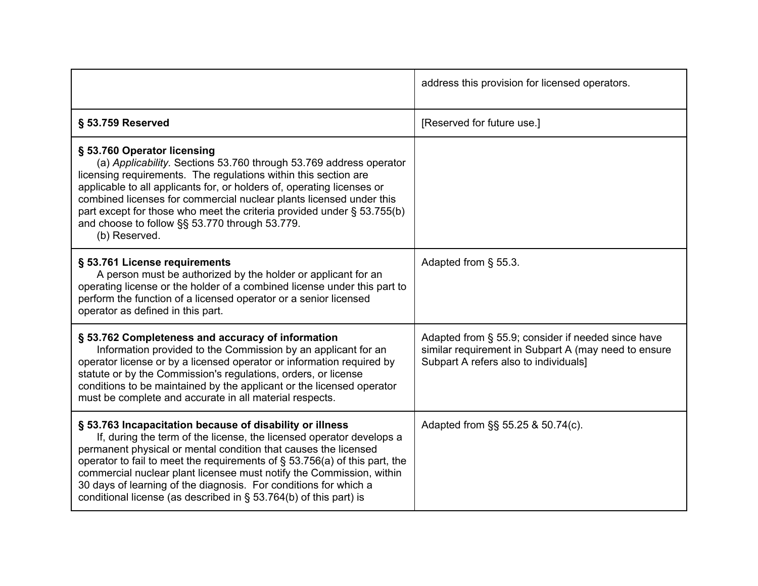| | |
|---|---|
| | address this provision for licensed operators. |
| **§ 53.759 Reserved** | [Reserved for future use.] |
| **§ 53.760 Operator licensing**<br>(a) *Applicability.* Sections 53.760 through 53.769 address operator licensing requirements. The regulations within this section are applicable to all applicants for, or holders of, operating licenses or combined licenses for commercial nuclear plants licensed under this part except for those who meet the criteria provided under § 53.755(b) and choose to follow §§ 53.770 through 53.779.<br>(b) Reserved. | |
| **§ 53.761 License requirements**<br>A person must be authorized by the holder or applicant for an operating license or the holder of a combined license under this part to perform the function of a licensed operator or a senior licensed operator as defined in this part. | Adapted from § 55.3. |
| **§ 53.762 Completeness and accuracy of information**<br>Information provided to the Commission by an applicant for an operator license or by a licensed operator or information required by statute or by the Commission's regulations, orders, or license conditions to be maintained by the applicant or the licensed operator must be complete and accurate in all material respects. | Adapted from § 55.9; consider if needed since have similar requirement in Subpart A (may need to ensure Subpart A refers also to individuals] |
| **§ 53.763 Incapacitation because of disability or illness**<br>If, during the term of the license, the licensed operator develops a permanent physical or mental condition that causes the licensed operator to fail to meet the requirements of § 53.756(a) of this part, the commercial nuclear plant licensee must notify the Commission, within 30 days of learning of the diagnosis. For conditions for which a conditional license (as described in § 53.764(b) of this part) is | Adapted from §§ 55.25 & 50.74(c). |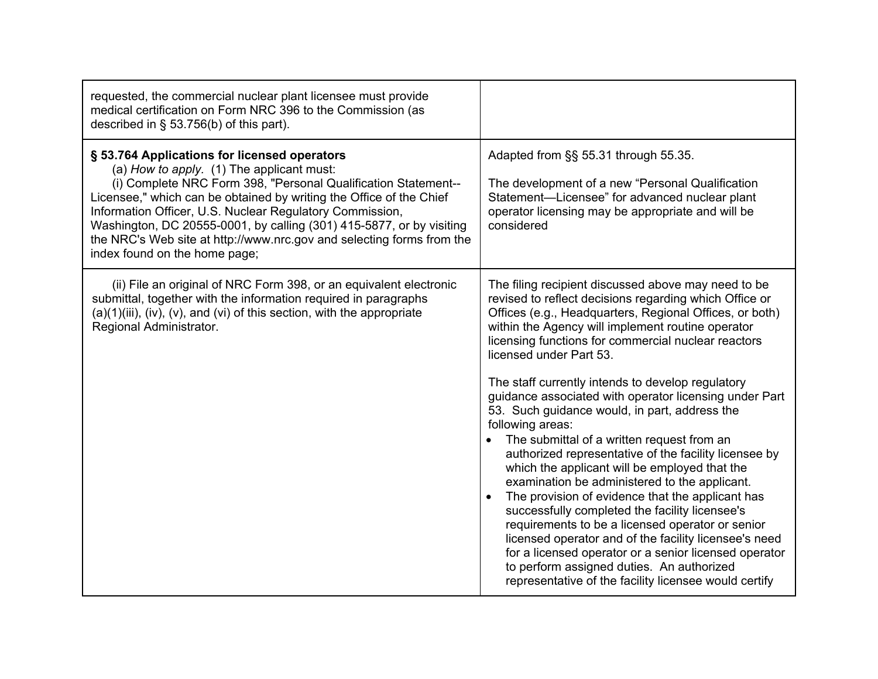| | |
|---|---|
| requested, the commercial nuclear plant licensee must provide medical certification on Form NRC 396 to the Commission (as described in § 53.756(b) of this part). | |
| **§ 53.764 Applications for licensed operators**<br>(a) *How to apply.* (1) The applicant must:<br>(i) Complete NRC Form 398, "Personal Qualification Statement--Licensee," which can be obtained by writing the Office of the Chief Information Officer, U.S. Nuclear Regulatory Commission, Washington, DC 20555-0001, by calling (301) 415-5877, or by visiting the NRC's Web site at http://www.nrc.gov and selecting forms from the index found on the home page; | Adapted from §§ 55.31 through 55.35.<br><br>The development of a new "Personal Qualification Statement—Licensee" for advanced nuclear plant operator licensing may be appropriate and will be considered |
| (ii) File an original of NRC Form 398, or an equivalent electronic submittal, together with the information required in paragraphs (a)(1)(iii), (iv), (v), and (vi) of this section, with the appropriate Regional Administrator. | The filing recipient discussed above may need to be revised to reflect decisions regarding which Office or Offices (e.g., Headquarters, Regional Offices, or both) within the Agency will implement routine operator licensing functions for commercial nuclear reactors licensed under Part 53.<br><br>The staff currently intends to develop regulatory guidance associated with operator licensing under Part 53. Such guidance would, in part, address the following areas:<br>• The submittal of a written request from an authorized representative of the facility licensee by which the applicant will be employed that the examination be administered to the applicant.<br>• The provision of evidence that the applicant has successfully completed the facility licensee's requirements to be a licensed operator or senior licensed operator and of the facility licensee's need for a licensed operator or a senior licensed operator to perform assigned duties. An authorized representative of the facility licensee would certify |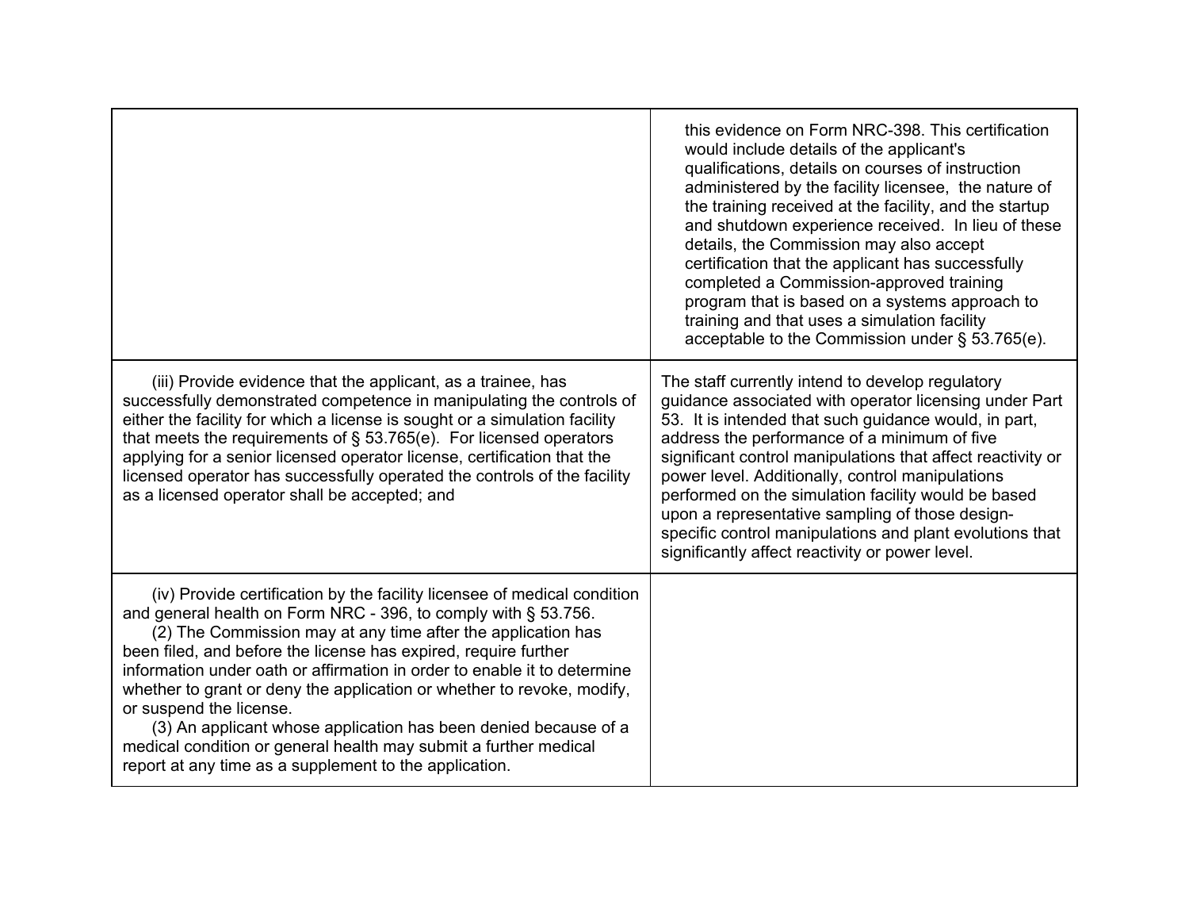| | |
|---|---|
| | this evidence on Form NRC-398. This certification would include details of the applicant's qualifications, details on courses of instruction administered by the facility licensee, the nature of the training received at the facility, and the startup and shutdown experience received. In lieu of these details, the Commission may also accept certification that the applicant has successfully completed a Commission-approved training program that is based on a systems approach to training and that uses a simulation facility acceptable to the Commission under § 53.765(e). |
| (iii) Provide evidence that the applicant, as a trainee, has successfully demonstrated competence in manipulating the controls of either the facility for which a license is sought or a simulation facility that meets the requirements of § 53.765(e). For licensed operators applying for a senior licensed operator license, certification that the licensed operator has successfully operated the controls of the facility as a licensed operator shall be accepted; and | The staff currently intend to develop regulatory guidance associated with operator licensing under Part 53. It is intended that such guidance would, in part, address the performance of a minimum of five significant control manipulations that affect reactivity or power level. Additionally, control manipulations performed on the simulation facility would be based upon a representative sampling of those design-specific control manipulations and plant evolutions that significantly affect reactivity or power level. |
| (iv) Provide certification by the facility licensee of medical condition and general health on Form NRC - 396, to comply with § 53.756.<br>(2) The Commission may at any time after the application has been filed, and before the license has expired, require further information under oath or affirmation in order to enable it to determine whether to grant or deny the application or whether to revoke, modify, or suspend the license.<br>(3) An applicant whose application has been denied because of a medical condition or general health may submit a further medical report at any time as a supplement to the application. | |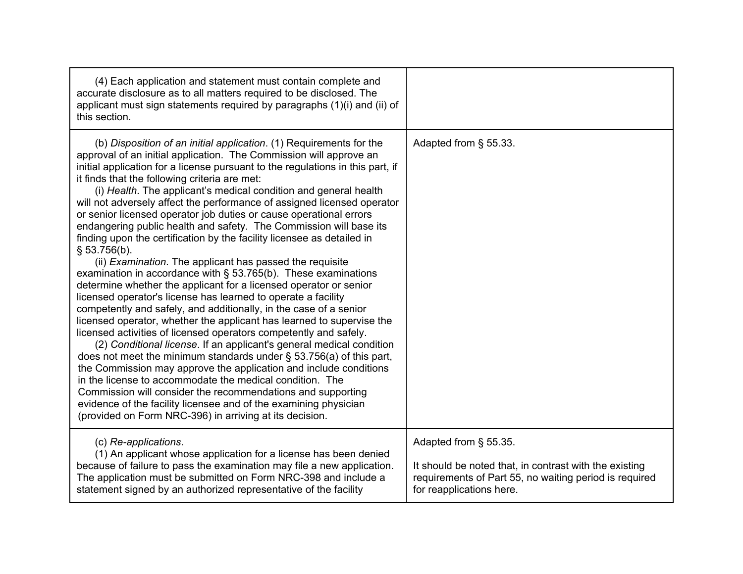| | |
|---|---|
| (4) Each application and statement must contain complete and accurate disclosure as to all matters required to be disclosed. The applicant must sign statements required by paragraphs (1)(i) and (ii) of this section. | |
| (b) *Disposition of an initial application*. (1) Requirements for the approval of an initial application. The Commission will approve an initial application for a license pursuant to the regulations in this part, if it finds that the following criteria are met:<br>(i) *Health*. The applicant's medical condition and general health will not adversely affect the performance of assigned licensed operator or senior licensed operator job duties or cause operational errors endangering public health and safety. The Commission will base its finding upon the certification by the facility licensee as detailed in § 53.756(b).<br>(ii) *Examination*. The applicant has passed the requisite examination in accordance with § 53.765(b). These examinations determine whether the applicant for a licensed operator or senior licensed operator's license has learned to operate a facility competently and safely, and additionally, in the case of a senior licensed operator, whether the applicant has learned to supervise the licensed activities of licensed operators competently and safely.<br>(2) *Conditional license*. If an applicant's general medical condition does not meet the minimum standards under § 53.756(a) of this part, the Commission may approve the application and include conditions in the license to accommodate the medical condition. The Commission will consider the recommendations and supporting evidence of the facility licensee and of the examining physician (provided on Form NRC-396) in arriving at its decision. | Adapted from § 55.33. |
| (c) *Re-applications*.<br>(1) An applicant whose application for a license has been denied because of failure to pass the examination may file a new application. The application must be submitted on Form NRC-398 and include a statement signed by an authorized representative of the facility | Adapted from § 55.35.<br><br>It should be noted that, in contrast with the existing requirements of Part 55, no waiting period is required for reapplications here. |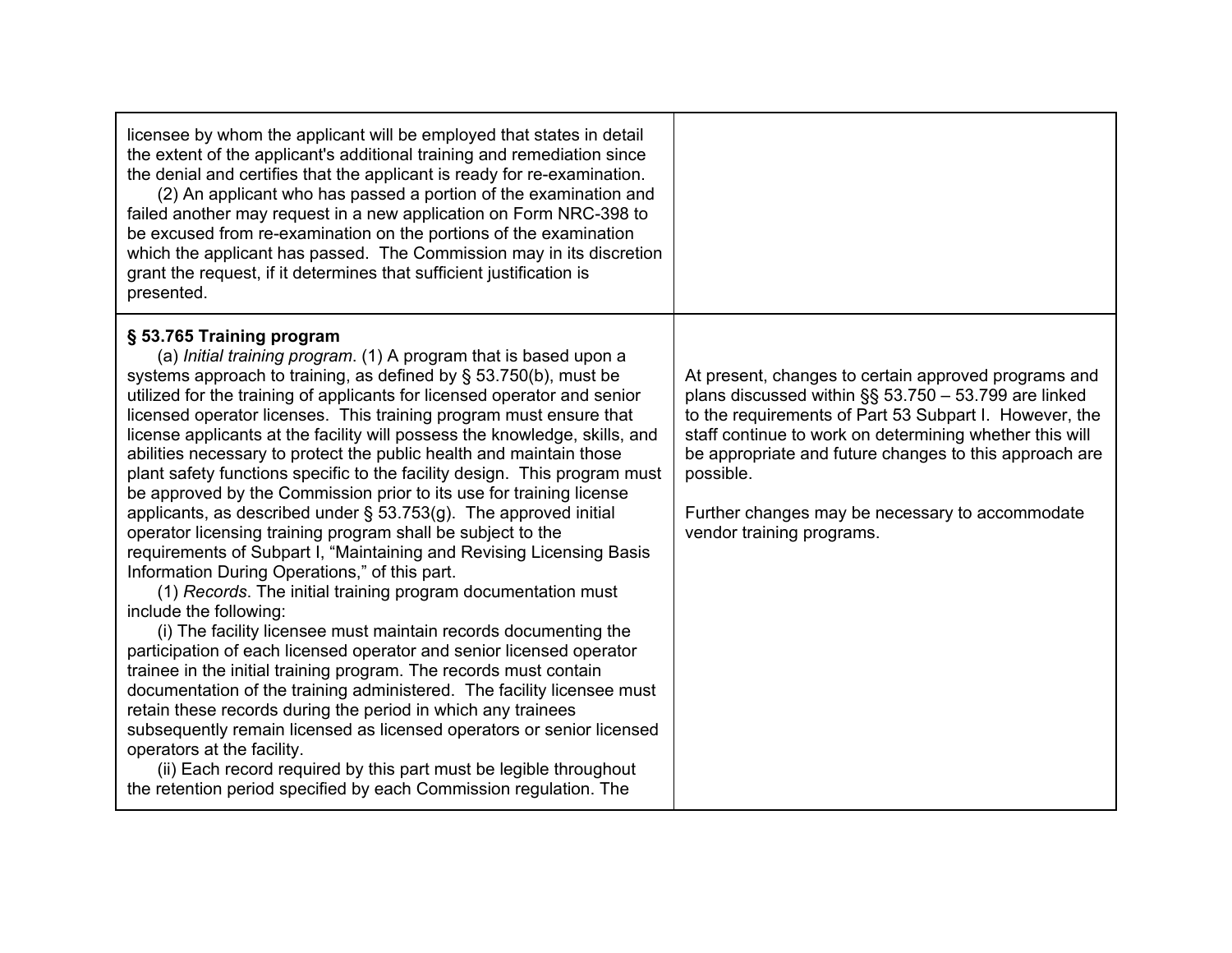| | |
|---|---|
| licensee by whom the applicant will be employed that states in detail the extent of the applicant's additional training and remediation since the denial and certifies that the applicant is ready for re-examination.<br>(2) An applicant who has passed a portion of the examination and failed another may request in a new application on Form NRC-398 to be excused from re-examination on the portions of the examination which the applicant has passed. The Commission may in its discretion grant the request, if it determines that sufficient justification is presented. | |
| **§ 53.765 Training program**<br>(a) *Initial training program*. (1) A program that is based upon a systems approach to training, as defined by § 53.750(b), must be utilized for the training of applicants for licensed operator and senior licensed operator licenses. This training program must ensure that license applicants at the facility will possess the knowledge, skills, and abilities necessary to protect the public health and maintain those plant safety functions specific to the facility design. This program must be approved by the Commission prior to its use for training license applicants, as described under § 53.753(g). The approved initial operator licensing training program shall be subject to the requirements of Subpart I, "Maintaining and Revising Licensing Basis Information During Operations," of this part.<br>(1) *Records*. The initial training program documentation must include the following:<br>(i) The facility licensee must maintain records documenting the participation of each licensed operator and senior licensed operator trainee in the initial training program. The records must contain documentation of the training administered. The facility licensee must retain these records during the period in which any trainees subsequently remain licensed as licensed operators or senior licensed operators at the facility.<br>(ii) Each record required by this part must be legible throughout the retention period specified by each Commission regulation. The | At present, changes to certain approved programs and plans discussed within §§ 53.750 – 53.799 are linked to the requirements of Part 53 Subpart I. However, the staff continue to work on determining whether this will be appropriate and future changes to this approach are possible.<br><br>Further changes may be necessary to accommodate vendor training programs. |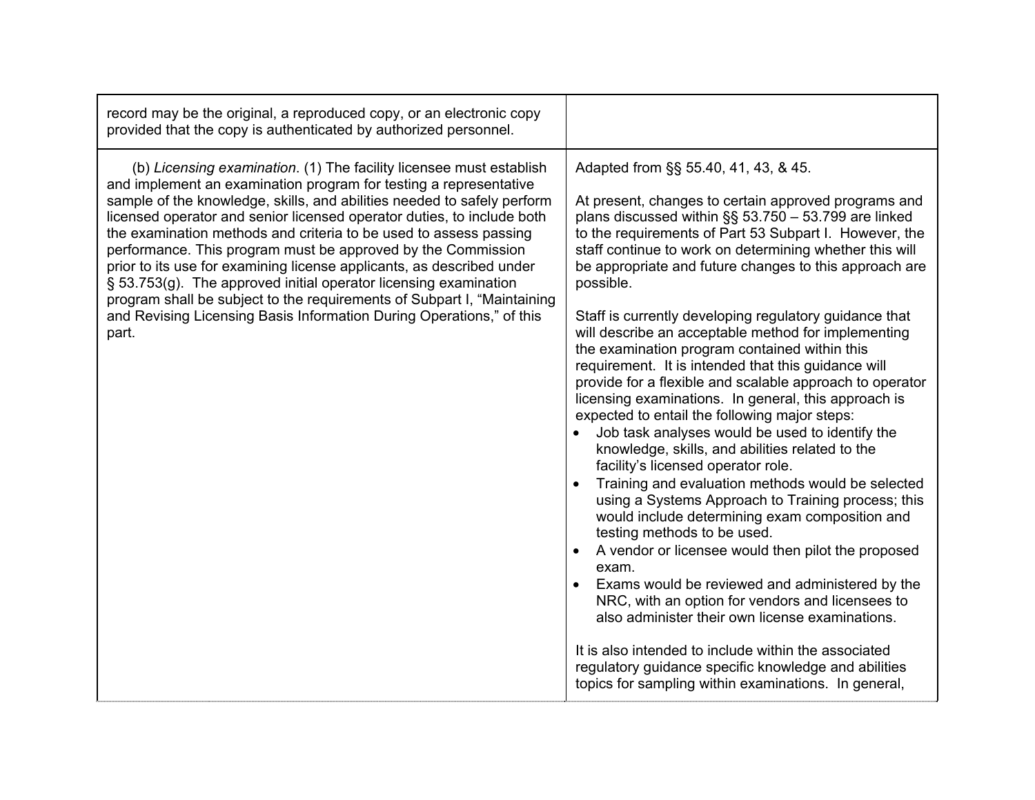| | |
|---|---|
| record may be the original, a reproduced copy, or an electronic copy provided that the copy is authenticated by authorized personnel. | |
| (b) *Licensing examination*. (1) The facility licensee must establish and implement an examination program for testing a representative sample of the knowledge, skills, and abilities needed to safely perform licensed operator and senior licensed operator duties, to include both the examination methods and criteria to be used to assess passing performance. This program must be approved by the Commission prior to its use for examining license applicants, as described under § 53.753(g). The approved initial operator licensing examination program shall be subject to the requirements of Subpart I, "Maintaining and Revising Licensing Basis Information During Operations," of this part. | Adapted from §§ 55.40, 41, 43, & 45.<br><br>At present, changes to certain approved programs and plans discussed within §§ 53.750 – 53.799 are linked to the requirements of Part 53 Subpart I. However, the staff continue to work on determining whether this will be appropriate and future changes to this approach are possible.<br><br>Staff is currently developing regulatory guidance that will describe an acceptable method for implementing the examination program contained within this requirement. It is intended that this guidance will provide for a flexible and scalable approach to operator licensing examinations. In general, this approach is expected to entail the following major steps:<br>• Job task analyses would be used to identify the knowledge, skills, and abilities related to the facility's licensed operator role.<br>• Training and evaluation methods would be selected using a Systems Approach to Training process; this would include determining exam composition and testing methods to be used.<br>• A vendor or licensee would then pilot the proposed exam.<br>• Exams would be reviewed and administered by the NRC, with an option for vendors and licensees to also administer their own license examinations.<br><br>It is also intended to include within the associated regulatory guidance specific knowledge and abilities topics for sampling within examinations. In general, |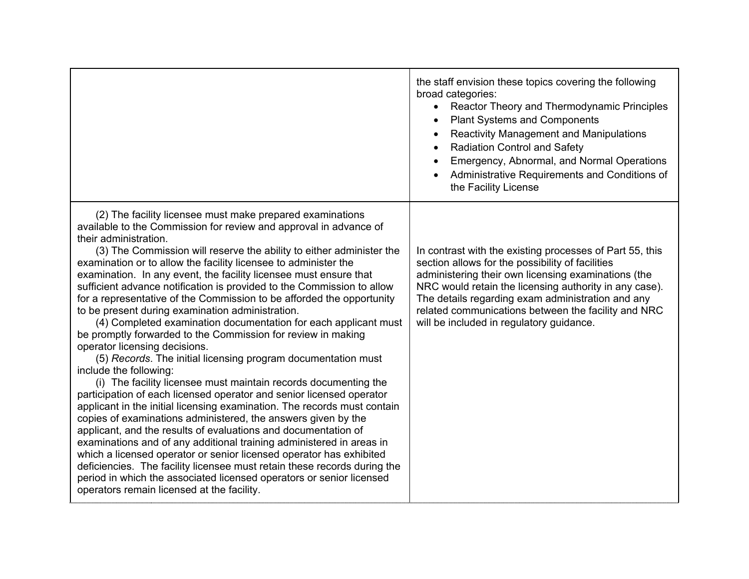| | |
|---|---|
| | the staff envision these topics covering the following broad categories:<br>• Reactor Theory and Thermodynamic Principles<br>• Plant Systems and Components<br>• Reactivity Management and Manipulations<br>• Radiation Control and Safety<br>• Emergency, Abnormal, and Normal Operations<br>• Administrative Requirements and Conditions of the Facility License |
| (2) The facility licensee must make prepared examinations available to the Commission for review and approval in advance of their administration.<br>(3) The Commission will reserve the ability to either administer the examination or to allow the facility licensee to administer the examination. In any event, the facility licensee must ensure that sufficient advance notification is provided to the Commission to allow for a representative of the Commission to be afforded the opportunity to be present during examination administration.<br>(4) Completed examination documentation for each applicant must be promptly forwarded to the Commission for review in making operator licensing decisions.<br>(5) *Records*. The initial licensing program documentation must include the following:<br>(i) The facility licensee must maintain records documenting the participation of each licensed operator and senior licensed operator applicant in the initial licensing examination. The records must contain copies of examinations administered, the answers given by the applicant, and the results of evaluations and documentation of examinations and of any additional training administered in areas in which a licensed operator or senior licensed operator has exhibited deficiencies. The facility licensee must retain these records during the period in which the associated licensed operators or senior licensed operators remain licensed at the facility. | In contrast with the existing processes of Part 55, this section allows for the possibility of facilities administering their own licensing examinations (the NRC would retain the licensing authority in any case). The details regarding exam administration and any related communications between the facility and NRC will be included in regulatory guidance. |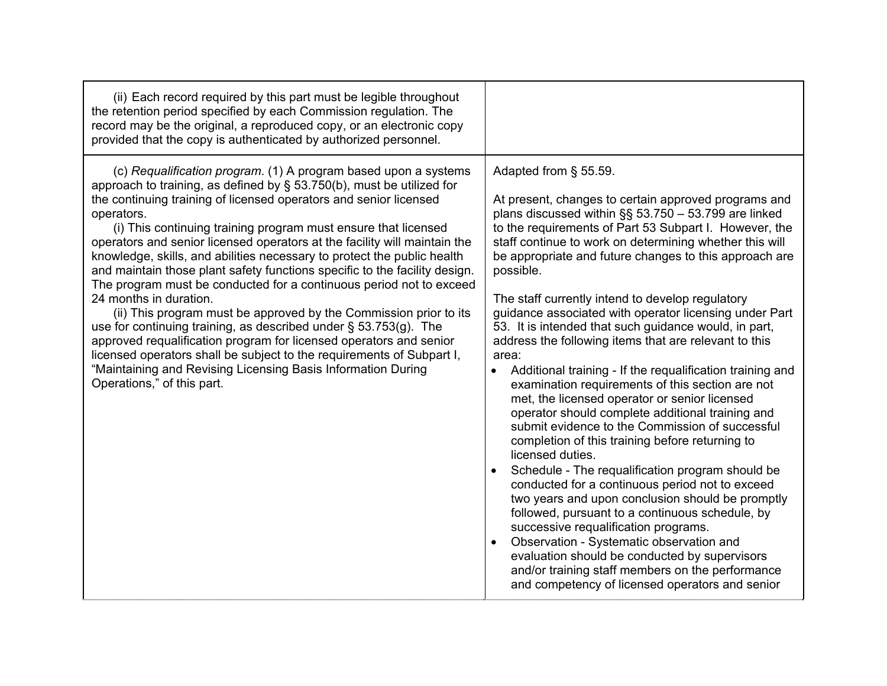| | |
|---|---|
| (ii) Each record required by this part must be legible throughout the retention period specified by each Commission regulation. The record may be the original, a reproduced copy, or an electronic copy provided that the copy is authenticated by authorized personnel. | |
| (c) *Requalification program*. (1) A program based upon a systems approach to training, as defined by § 53.750(b), must be utilized for the continuing training of licensed operators and senior licensed operators.<br>(i) This continuing training program must ensure that licensed operators and senior licensed operators at the facility will maintain the knowledge, skills, and abilities necessary to protect the public health and maintain those plant safety functions specific to the facility design. The program must be conducted for a continuous period not to exceed 24 months in duration.<br>(ii) This program must be approved by the Commission prior to its use for continuing training, as described under § 53.753(g). The approved requalification program for licensed operators and senior licensed operators shall be subject to the requirements of Subpart I, "Maintaining and Revising Licensing Basis Information During Operations," of this part. | Adapted from § 55.59.<br><br>At present, changes to certain approved programs and plans discussed within §§ 53.750 – 53.799 are linked to the requirements of Part 53 Subpart I. However, the staff continue to work on determining whether this will be appropriate and future changes to this approach are possible.<br><br>The staff currently intend to develop regulatory guidance associated with operator licensing under Part 53. It is intended that such guidance would, in part, address the following items that are relevant to this area:<br>• Additional training - If the requalification training and examination requirements of this section are not met, the licensed operator or senior licensed operator should complete additional training and submit evidence to the Commission of successful completion of this training before returning to licensed duties.<br>• Schedule - The requalification program should be conducted for a continuous period not to exceed two years and upon conclusion should be promptly followed, pursuant to a continuous schedule, by successive requalification programs.<br>• Observation - Systematic observation and evaluation should be conducted by supervisors and/or training staff members on the performance and competency of licensed operators and senior |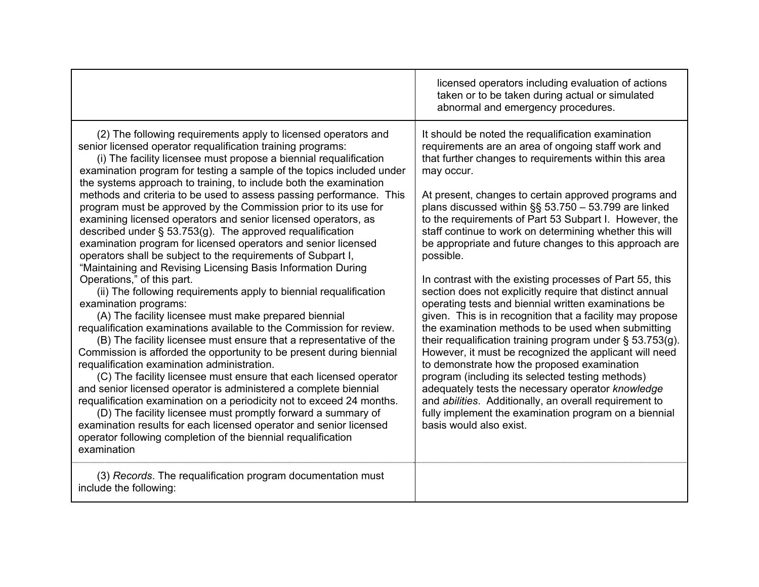| | |
|---|---|
| | licensed operators including evaluation of actions taken or to be taken during actual or simulated abnormal and emergency procedures. |
| (2) The following requirements apply to licensed operators and senior licensed operator requalification training programs:<br>(i) The facility licensee must propose a biennial requalification examination program for testing a sample of the topics included under the systems approach to training, to include both the examination methods and criteria to be used to assess passing performance. This program must be approved by the Commission prior to its use for examining licensed operators and senior licensed operators, as described under § 53.753(g). The approved requalification examination program for licensed operators and senior licensed operators shall be subject to the requirements of Subpart I, "Maintaining and Revising Licensing Basis Information During Operations," of this part.<br>(ii) The following requirements apply to biennial requalification examination programs:<br>(A) The facility licensee must make prepared biennial requalification examinations available to the Commission for review.<br>(B) The facility licensee must ensure that a representative of the Commission is afforded the opportunity to be present during biennial requalification examination administration.<br>(C) The facility licensee must ensure that each licensed operator and senior licensed operator is administered a complete biennial requalification examination on a periodicity not to exceed 24 months.<br>(D) The facility licensee must promptly forward a summary of examination results for each licensed operator and senior licensed operator following completion of the biennial requalification examination | It should be noted the requalification examination requirements are an area of ongoing staff work and that further changes to requirements within this area may occur.<br><br>At present, changes to certain approved programs and plans discussed within §§ 53.750 – 53.799 are linked to the requirements of Part 53 Subpart I. However, the staff continue to work on determining whether this will be appropriate and future changes to this approach are possible.<br><br>In contrast with the existing processes of Part 55, this section does not explicitly require that distinct annual operating tests and biennial written examinations be given. This is in recognition that a facility may propose the examination methods to be used when submitting their requalification training program under § 53.753(g). However, it must be recognized the applicant will need to demonstrate how the proposed examination program (including its selected testing methods) adequately tests the necessary operator *knowledge* and *abilities*. Additionally, an overall requirement to fully implement the examination program on a biennial basis would also exist. |
| (3) *Records*. The requalification program documentation must include the following: | |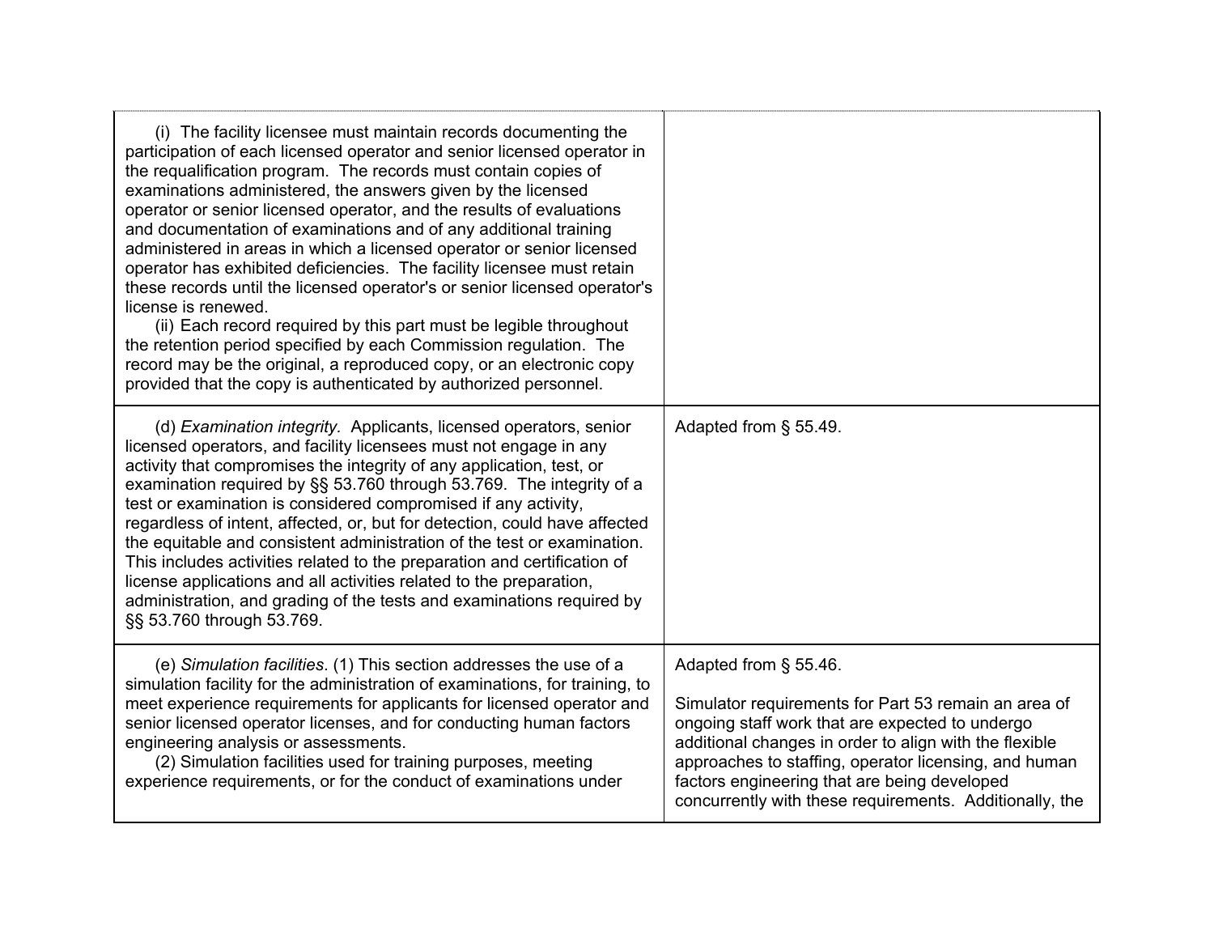| | |
|---|---|
| (i) The facility licensee must maintain records documenting the participation of each licensed operator and senior licensed operator in the requalification program. The records must contain copies of examinations administered, the answers given by the licensed operator or senior licensed operator, and the results of evaluations and documentation of examinations and of any additional training administered in areas in which a licensed operator or senior licensed operator has exhibited deficiencies. The facility licensee must retain these records until the licensed operator's or senior licensed operator's license is renewed.<br>(ii) Each record required by this part must be legible throughout the retention period specified by each Commission regulation. The record may be the original, a reproduced copy, or an electronic copy provided that the copy is authenticated by authorized personnel. | |
| (d) *Examination integrity*. Applicants, licensed operators, senior licensed operators, and facility licensees must not engage in any activity that compromises the integrity of any application, test, or examination required by §§ 53.760 through 53.769. The integrity of a test or examination is considered compromised if any activity, regardless of intent, affected, or, but for detection, could have affected the equitable and consistent administration of the test or examination. This includes activities related to the preparation and certification of license applications and all activities related to the preparation, administration, and grading of the tests and examinations required by §§ 53.760 through 53.769. | Adapted from § 55.49. |
| (e) *Simulation facilities*. (1) This section addresses the use of a simulation facility for the administration of examinations, for training, to meet experience requirements for applicants for licensed operator and senior licensed operator licenses, and for conducting human factors engineering analysis or assessments.<br>(2) Simulation facilities used for training purposes, meeting experience requirements, or for the conduct of examinations under | Adapted from § 55.46.<br><br>Simulator requirements for Part 53 remain an area of ongoing staff work that are expected to undergo additional changes in order to align with the flexible approaches to staffing, operator licensing, and human factors engineering that are being developed concurrently with these requirements. Additionally, the |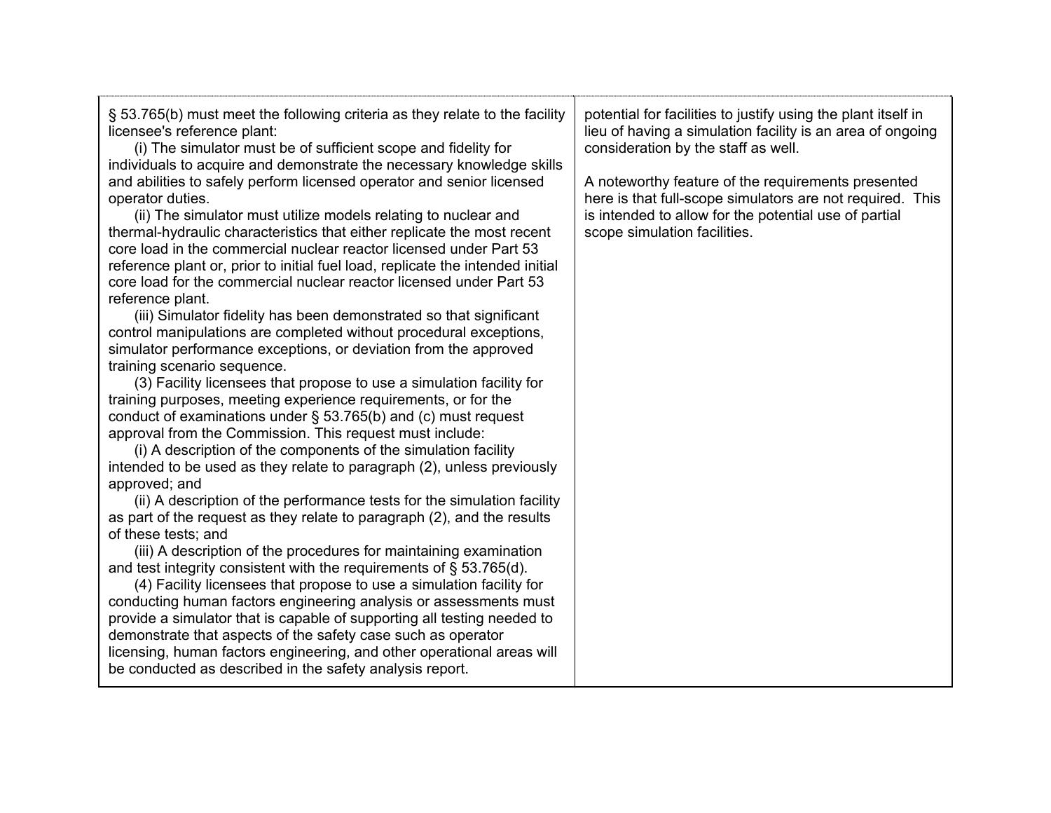| | |
|---|---|
| § 53.765(b) must meet the following criteria as they relate to the facility licensee's reference plant:<br>(i) The simulator must be of sufficient scope and fidelity for individuals to acquire and demonstrate the necessary knowledge skills and abilities to safely perform licensed operator and senior licensed operator duties.<br>(ii) The simulator must utilize models relating to nuclear and thermal-hydraulic characteristics that either replicate the most recent core load in the commercial nuclear reactor licensed under Part 53 reference plant or, prior to initial fuel load, replicate the intended initial core load for the commercial nuclear reactor licensed under Part 53 reference plant.<br>(iii) Simulator fidelity has been demonstrated so that significant control manipulations are completed without procedural exceptions, simulator performance exceptions, or deviation from the approved training scenario sequence.<br>(3) Facility licensees that propose to use a simulation facility for training purposes, meeting experience requirements, or for the conduct of examinations under § 53.765(b) and (c) must request approval from the Commission. This request must include:<br>(i) A description of the components of the simulation facility intended to be used as they relate to paragraph (2), unless previously approved; and<br>(ii) A description of the performance tests for the simulation facility as part of the request as they relate to paragraph (2), and the results of these tests; and<br>(iii) A description of the procedures for maintaining examination and test integrity consistent with the requirements of § 53.765(d).<br>(4) Facility licensees that propose to use a simulation facility for conducting human factors engineering analysis or assessments must provide a simulator that is capable of supporting all testing needed to demonstrate that aspects of the safety case such as operator licensing, human factors engineering, and other operational areas will be conducted as described in the safety analysis report. | potential for facilities to justify using the plant itself in lieu of having a simulation facility is an area of ongoing consideration by the staff as well.<br><br>A noteworthy feature of the requirements presented here is that full-scope simulators are not required. This is intended to allow for the potential use of partial scope simulation facilities. |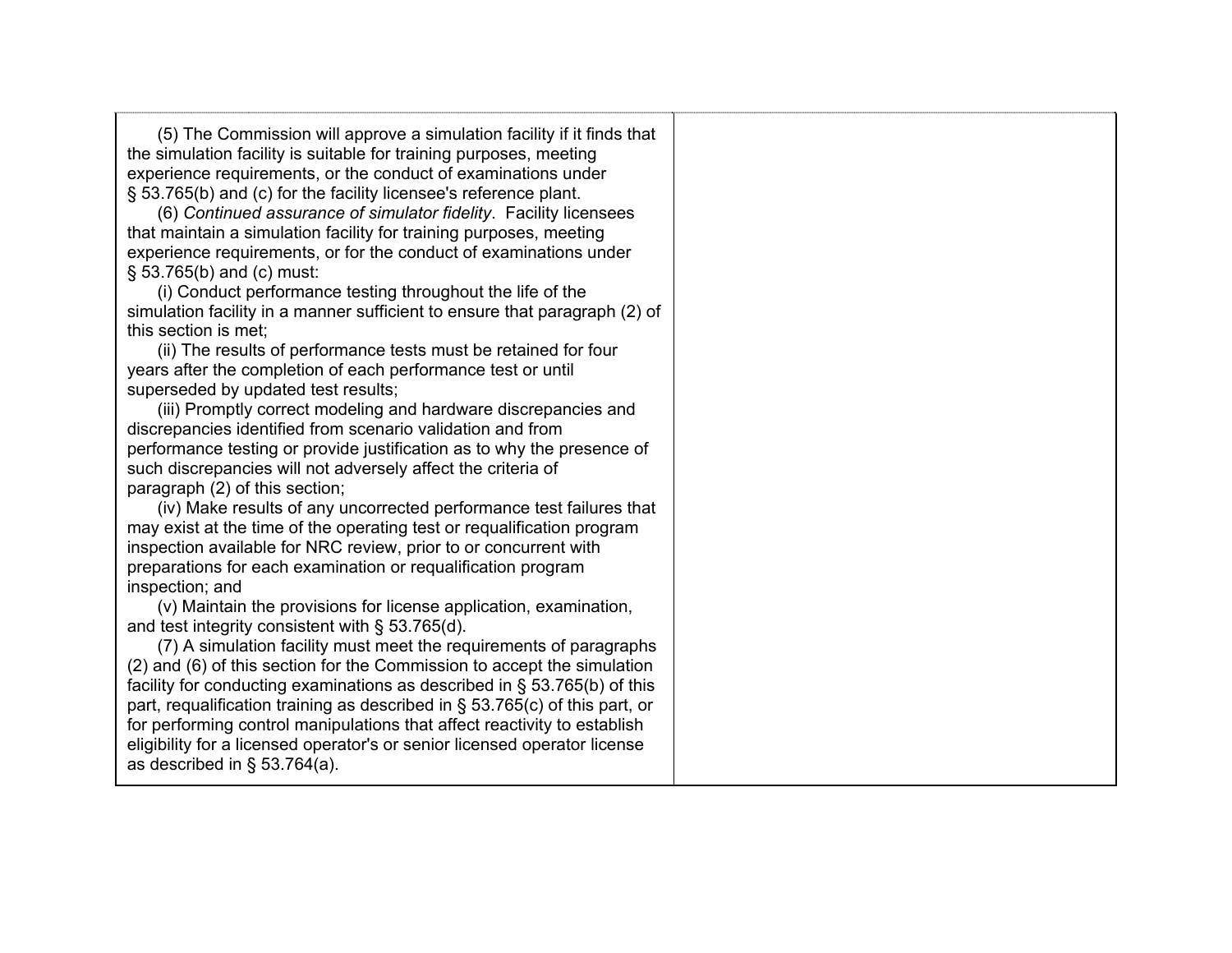| | |
|---|---|
| (5) The Commission will approve a simulation facility if it finds that the simulation facility is suitable for training purposes, meeting experience requirements, or the conduct of examinations under § 53.765(b) and (c) for the facility licensee's reference plant.<br>(6) *Continued assurance of simulator fidelity*. Facility licensees that maintain a simulation facility for training purposes, meeting experience requirements, or for the conduct of examinations under § 53.765(b) and (c) must:<br>(i) Conduct performance testing throughout the life of the simulation facility in a manner sufficient to ensure that paragraph (2) of this section is met;<br>(ii) The results of performance tests must be retained for four years after the completion of each performance test or until superseded by updated test results;<br>(iii) Promptly correct modeling and hardware discrepancies and discrepancies identified from scenario validation and from performance testing or provide justification as to why the presence of such discrepancies will not adversely affect the criteria of paragraph (2) of this section;<br>(iv) Make results of any uncorrected performance test failures that may exist at the time of the operating test or requalification program inspection available for NRC review, prior to or concurrent with preparations for each examination or requalification program inspection; and<br>(v) Maintain the provisions for license application, examination, and test integrity consistent with § 53.765(d).<br>(7) A simulation facility must meet the requirements of paragraphs (2) and (6) of this section for the Commission to accept the simulation facility for conducting examinations as described in § 53.765(b) of this part, requalification training as described in § 53.765(c) of this part, or for performing control manipulations that affect reactivity to establish eligibility for a licensed operator's or senior licensed operator license as described in § 53.764(a). | |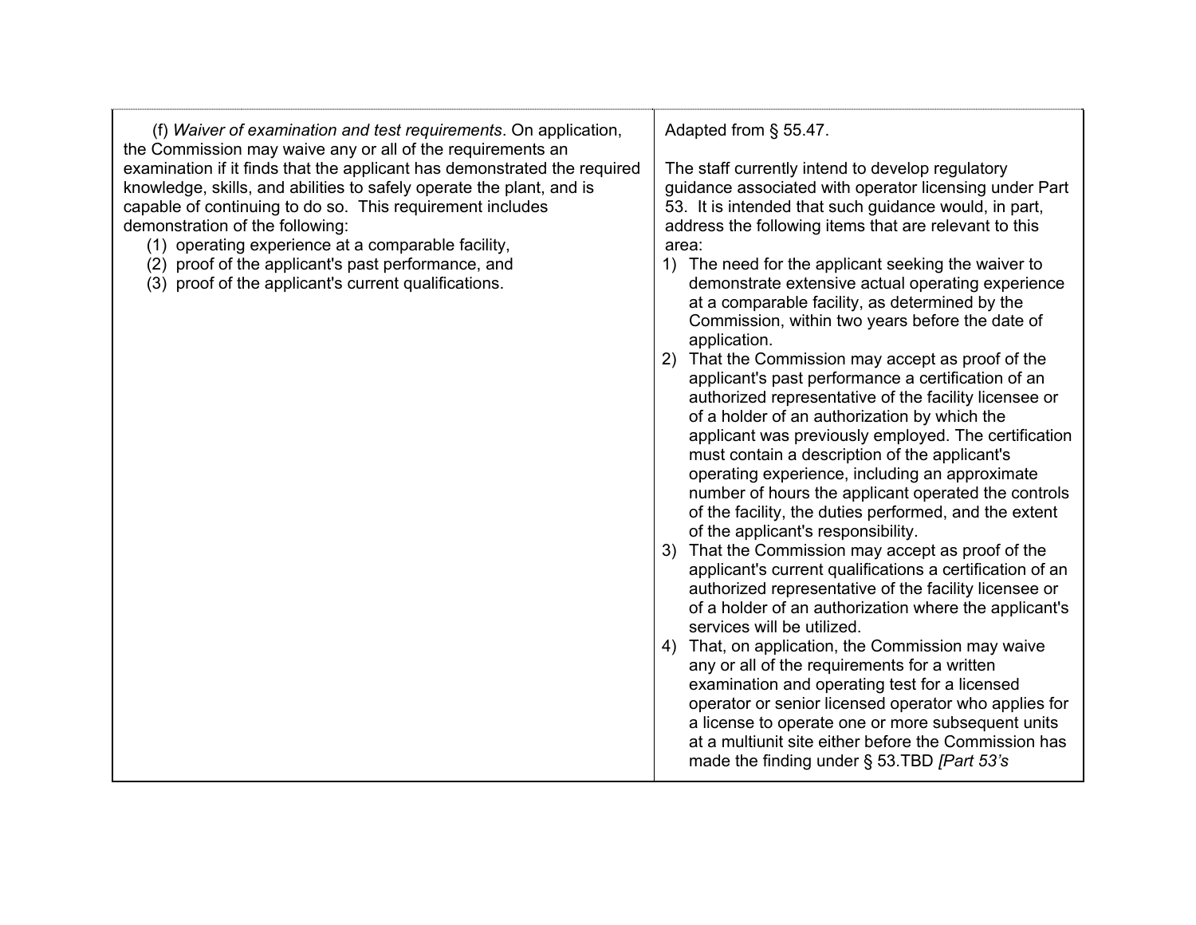| | |
|---|---|
| (f) *Waiver of examination and test requirements*. On application, the Commission may waive any or all of the requirements an examination if it finds that the applicant has demonstrated the required knowledge, skills, and abilities to safely operate the plant, and is capable of continuing to do so. This requirement includes demonstration of the following:<br>(1) operating experience at a comparable facility,<br>(2) proof of the applicant's past performance, and<br>(3) proof of the applicant's current qualifications. | Adapted from § 55.47.<br><br>The staff currently intend to develop regulatory guidance associated with operator licensing under Part 53. It is intended that such guidance would, in part, address the following items that are relevant to this area:<br>1) The need for the applicant seeking the waiver to demonstrate extensive actual operating experience at a comparable facility, as determined by the Commission, within two years before the date of application.<br>2) That the Commission may accept as proof of the applicant's past performance a certification of an authorized representative of the facility licensee or of a holder of an authorization by which the applicant was previously employed. The certification must contain a description of the applicant's operating experience, including an approximate number of hours the applicant operated the controls of the facility, the duties performed, and the extent of the applicant's responsibility.<br>3) That the Commission may accept as proof of the applicant's current qualifications a certification of an authorized representative of the facility licensee or of a holder of an authorization where the applicant's services will be utilized.<br>4) That, on application, the Commission may waive any or all of the requirements for a written examination and operating test for a licensed operator or senior licensed operator who applies for a license to operate one or more subsequent units at a multiunit site either before the Commission has made the finding under § 53.TBD *[Part 53's* |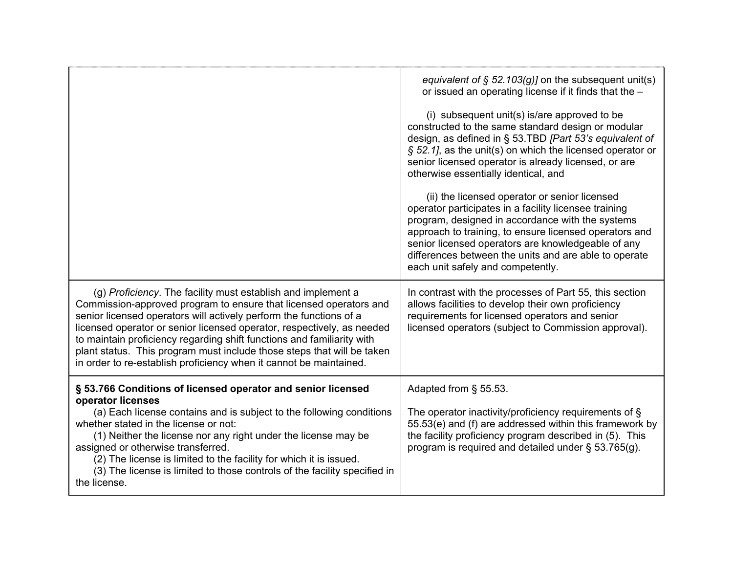| | |
|---|---|
| | *equivalent of § 52.103(g)]* on the subsequent unit(s) or issued an operating license if it finds that the –<br><br>(i) subsequent unit(s) is/are approved to be constructed to the same standard design or modular design, as defined in § 53.TBD *[Part 53's equivalent of § 52.1]*, as the unit(s) on which the licensed operator or senior licensed operator is already licensed, or are otherwise essentially identical, and<br><br>(ii) the licensed operator or senior licensed operator participates in a facility licensee training program, designed in accordance with the systems approach to training, to ensure licensed operators and senior licensed operators are knowledgeable of any differences between the units and are able to operate each unit safely and competently. |
| (g) *Proficiency*. The facility must establish and implement a Commission-approved program to ensure that licensed operators and senior licensed operators will actively perform the functions of a licensed operator or senior licensed operator, respectively, as needed to maintain proficiency regarding shift functions and familiarity with plant status. This program must include those steps that will be taken in order to re-establish proficiency when it cannot be maintained. | In contrast with the processes of Part 55, this section allows facilities to develop their own proficiency requirements for licensed operators and senior licensed operators (subject to Commission approval). |
| **§ 53.766 Conditions of licensed operator and senior licensed operator licenses**<br>(a) Each license contains and is subject to the following conditions whether stated in the license or not:<br>(1) Neither the license nor any right under the license may be assigned or otherwise transferred.<br>(2) The license is limited to the facility for which it is issued.<br>(3) The license is limited to those controls of the facility specified in the license. | Adapted from § 55.53.<br><br>The operator inactivity/proficiency requirements of § 55.53(e) and (f) are addressed within this framework by the facility proficiency program described in (5). This program is required and detailed under § 53.765(g). |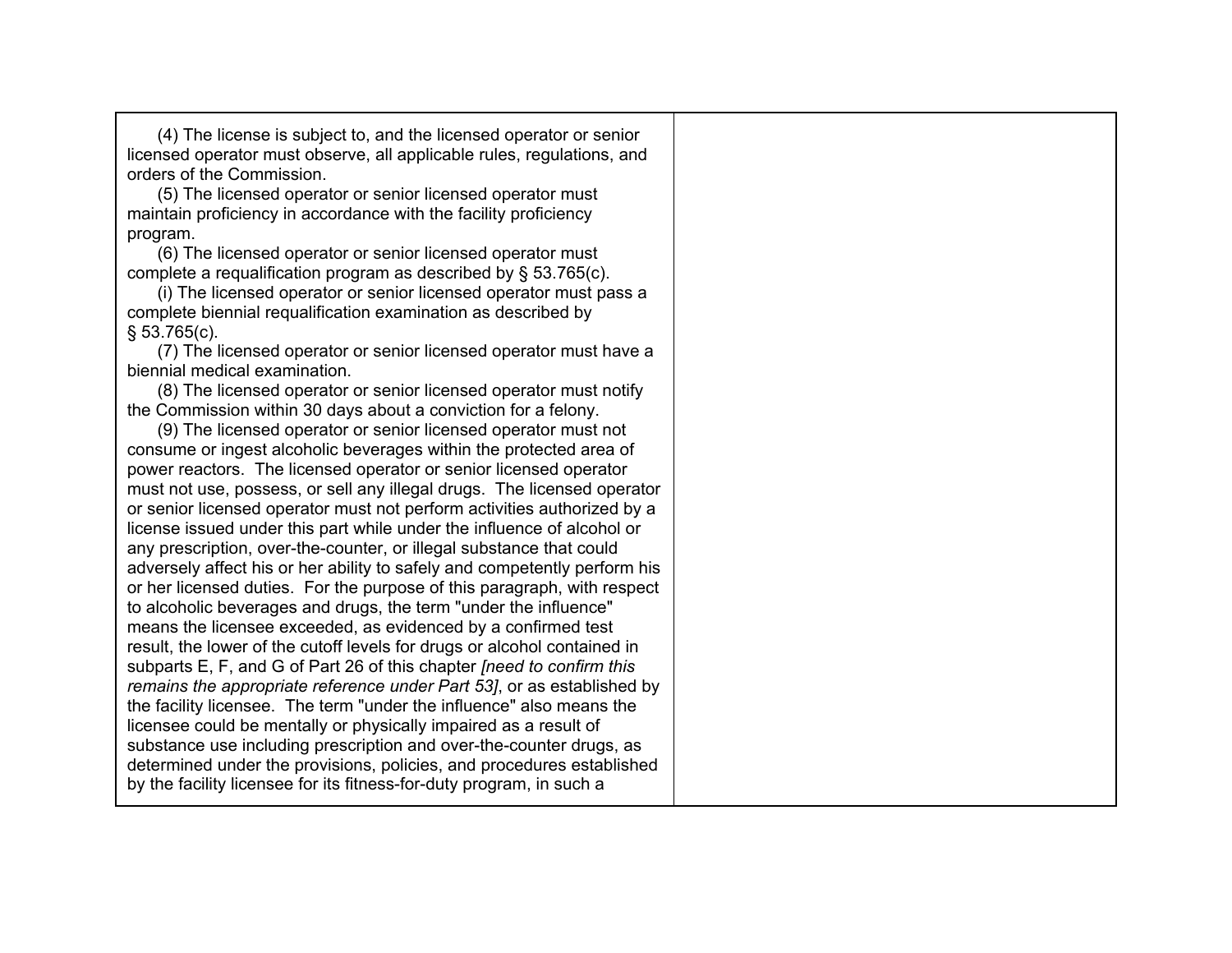| | |
|---|---|
| (4) The license is subject to, and the licensed operator or senior licensed operator must observe, all applicable rules, regulations, and orders of the Commission.<br>(5) The licensed operator or senior licensed operator must maintain proficiency in accordance with the facility proficiency program.<br>(6) The licensed operator or senior licensed operator must complete a requalification program as described by § 53.765(c).<br>(i) The licensed operator or senior licensed operator must pass a complete biennial requalification examination as described by § 53.765(c).<br>(7) The licensed operator or senior licensed operator must have a biennial medical examination.<br>(8) The licensed operator or senior licensed operator must notify the Commission within 30 days about a conviction for a felony.<br>(9) The licensed operator or senior licensed operator must not consume or ingest alcoholic beverages within the protected area of power reactors. The licensed operator or senior licensed operator must not use, possess, or sell any illegal drugs. The licensed operator or senior licensed operator must not perform activities authorized by a license issued under this part while under the influence of alcohol or any prescription, over-the-counter, or illegal substance that could adversely affect his or her ability to safely and competently perform his or her licensed duties. For the purpose of this paragraph, with respect to alcoholic beverages and drugs, the term "under the influence" means the licensee exceeded, as evidenced by a confirmed test result, the lower of the cutoff levels for drugs or alcohol contained in subparts E, F, and G of Part 26 of this chapter *[need to confirm this remains the appropriate reference under Part 53]*, or as established by the facility licensee. The term "under the influence" also means the licensee could be mentally or physically impaired as a result of substance use including prescription and over-the-counter drugs, as determined under the provisions, policies, and procedures established by the facility licensee for its fitness-for-duty program, in such a | |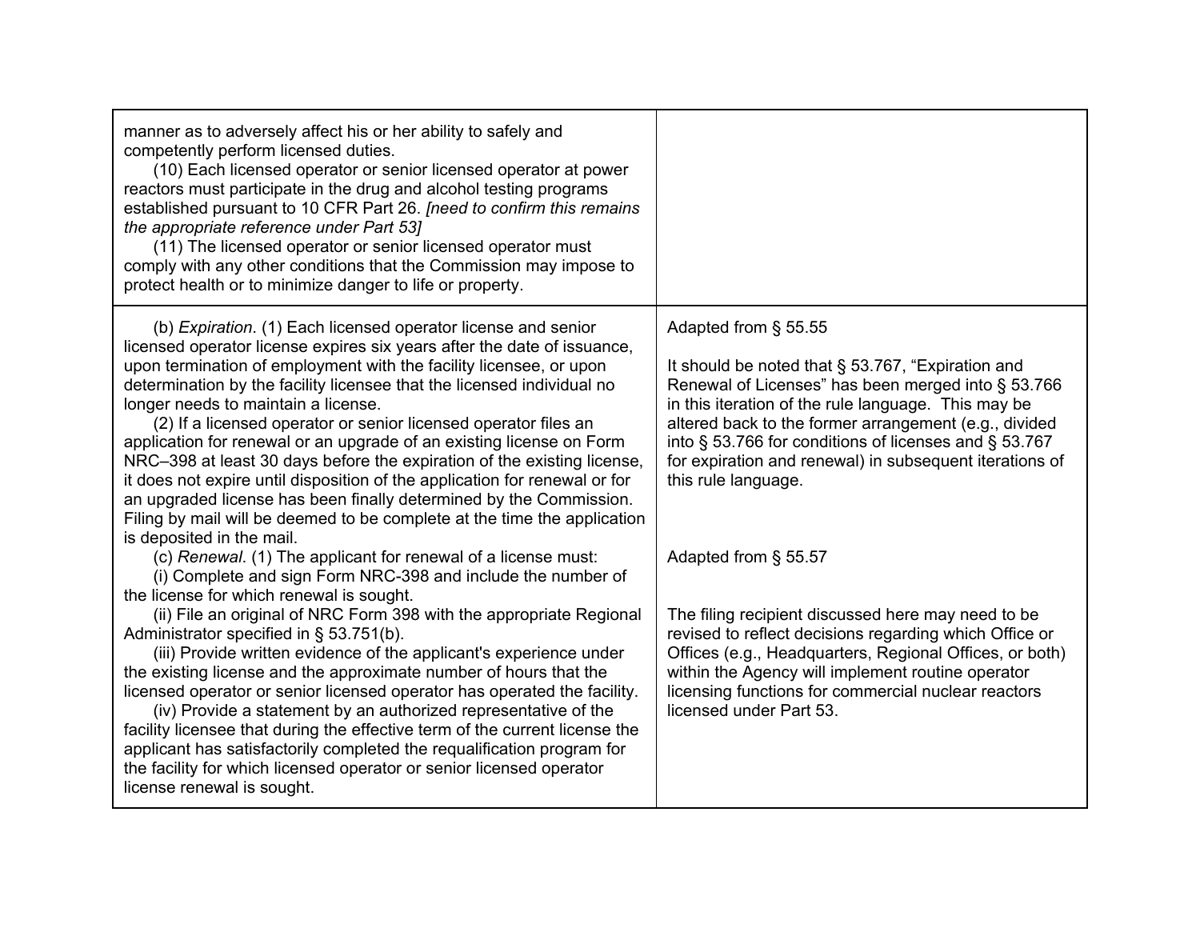| | |
|---|---|
| manner as to adversely affect his or her ability to safely and competently perform licensed duties.<br>(10) Each licensed operator or senior licensed operator at power reactors must participate in the drug and alcohol testing programs established pursuant to 10 CFR Part 26. *[need to confirm this remains the appropriate reference under Part 53]*<br>(11) The licensed operator or senior licensed operator must comply with any other conditions that the Commission may impose to protect health or to minimize danger to life or property. | |
| (b) *Expiration*. (1) Each licensed operator license and senior licensed operator license expires six years after the date of issuance, upon termination of employment with the facility licensee, or upon determination by the facility licensee that the licensed individual no longer needs to maintain a license.<br>(2) If a licensed operator or senior licensed operator files an application for renewal or an upgrade of an existing license on Form NRC–398 at least 30 days before the expiration of the existing license, it does not expire until disposition of the application for renewal or for an upgraded license has been finally determined by the Commission. Filing by mail will be deemed to be complete at the time the application is deposited in the mail.<br>(c) *Renewal*. (1) The applicant for renewal of a license must:<br>(i) Complete and sign Form NRC-398 and include the number of the license for which renewal is sought.<br>(ii) File an original of NRC Form 398 with the appropriate Regional Administrator specified in § 53.751(b).<br>(iii) Provide written evidence of the applicant's experience under the existing license and the approximate number of hours that the licensed operator or senior licensed operator has operated the facility.<br>(iv) Provide a statement by an authorized representative of the facility licensee that during the effective term of the current license the applicant has satisfactorily completed the requalification program for the facility for which licensed operator or senior licensed operator license renewal is sought. | Adapted from § 55.55<br><br>It should be noted that § 53.767, "Expiration and Renewal of Licenses" has been merged into § 53.766 in this iteration of the rule language. This may be altered back to the former arrangement (e.g., divided into § 53.766 for conditions of licenses and § 53.767 for expiration and renewal) in subsequent iterations of this rule language.<br><br>Adapted from § 55.57<br><br>The filing recipient discussed here may need to be revised to reflect decisions regarding which Office or Offices (e.g., Headquarters, Regional Offices, or both) within the Agency will implement routine operator licensing functions for commercial nuclear reactors licensed under Part 53. |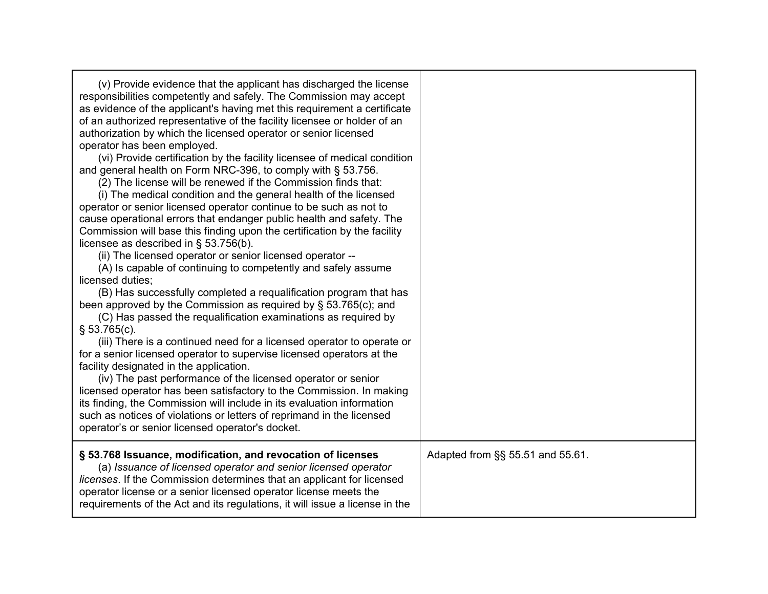| | |
|---|---|
| (v) Provide evidence that the applicant has discharged the license responsibilities competently and safely. The Commission may accept as evidence of the applicant's having met this requirement a certificate of an authorized representative of the facility licensee or holder of an authorization by which the licensed operator or senior licensed operator has been employed.<br>(vi) Provide certification by the facility licensee of medical condition and general health on Form NRC-396, to comply with § 53.756.<br>(2) The license will be renewed if the Commission finds that:<br>(i) The medical condition and the general health of the licensed operator or senior licensed operator continue to be such as not to cause operational errors that endanger public health and safety. The Commission will base this finding upon the certification by the facility licensee as described in § 53.756(b).<br>(ii) The licensed operator or senior licensed operator --<br>(A) Is capable of continuing to competently and safely assume licensed duties;<br>(B) Has successfully completed a requalification program that has been approved by the Commission as required by § 53.765(c); and<br>(C) Has passed the requalification examinations as required by § 53.765(c).<br>(iii) There is a continued need for a licensed operator to operate or for a senior licensed operator to supervise licensed operators at the facility designated in the application.<br>(iv) The past performance of the licensed operator or senior licensed operator has been satisfactory to the Commission. In making its finding, the Commission will include in its evaluation information such as notices of violations or letters of reprimand in the licensed operator's or senior licensed operator's docket. | |
| **§ 53.768 Issuance, modification, and revocation of licenses**<br>(a) *Issuance of licensed operator and senior licensed operator licenses*. If the Commission determines that an applicant for licensed operator license or a senior licensed operator license meets the requirements of the Act and its regulations, it will issue a license in the | Adapted from §§ 55.51 and 55.61. |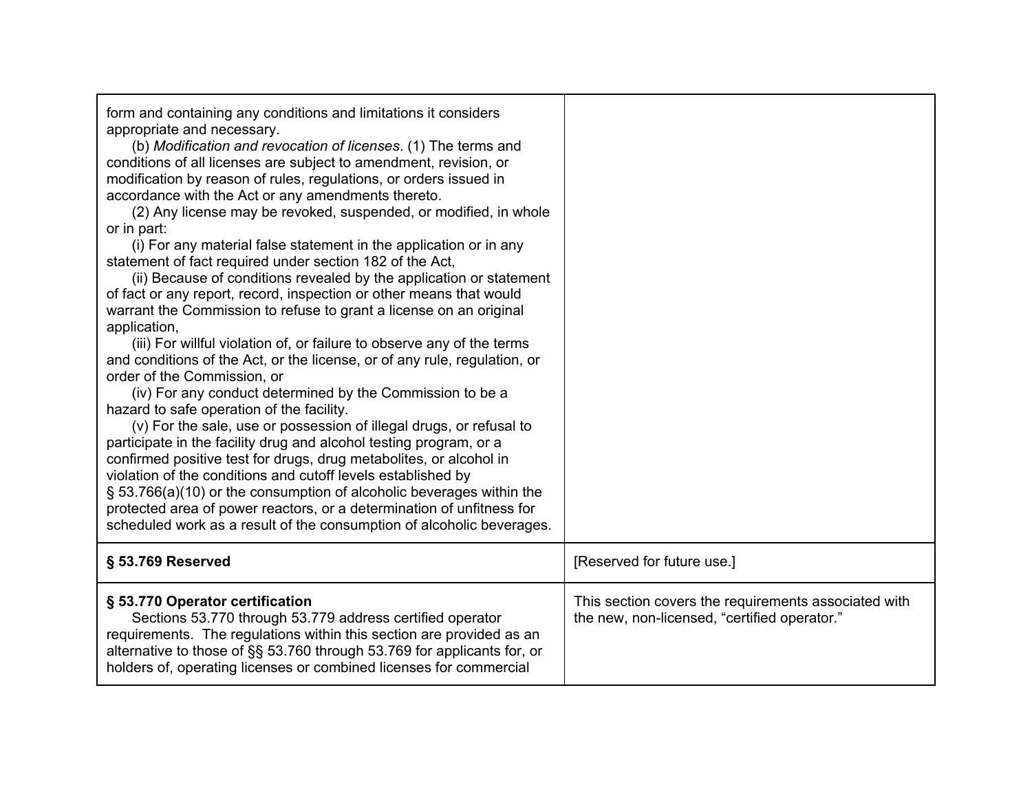| | |
|---|---|
| form and containing any conditions and limitations it considers appropriate and necessary.<br>(b) *Modification and revocation of licenses*. (1) The terms and conditions of all licenses are subject to amendment, revision, or modification by reason of rules, regulations, or orders issued in accordance with the Act or any amendments thereto.<br>(2) Any license may be revoked, suspended, or modified, in whole or in part:<br>(i) For any material false statement in the application or in any statement of fact required under section 182 of the Act,<br>(ii) Because of conditions revealed by the application or statement of fact or any report, record, inspection or other means that would warrant the Commission to refuse to grant a license on an original application,<br>(iii) For willful violation of, or failure to observe any of the terms and conditions of the Act, or the license, or of any rule, regulation, or order of the Commission, or<br>(iv) For any conduct determined by the Commission to be a hazard to safe operation of the facility.<br>(v) For the sale, use or possession of illegal drugs, or refusal to participate in the facility drug and alcohol testing program, or a confirmed positive test for drugs, drug metabolites, or alcohol in violation of the conditions and cutoff levels established by § 53.766(a)(10) or the consumption of alcoholic beverages within the protected area of power reactors, or a determination of unfitness for scheduled work as a result of the consumption of alcoholic beverages. | |
| **§ 53.769 Reserved** | [Reserved for future use.] |
| **§ 53.770 Operator certification**<br>Sections 53.770 through 53.779 address certified operator requirements. The regulations within this section are provided as an alternative to those of §§ 53.760 through 53.769 for applicants for, or holders of, operating licenses or combined licenses for commercial | This section covers the requirements associated with the new, non-licensed, "certified operator." |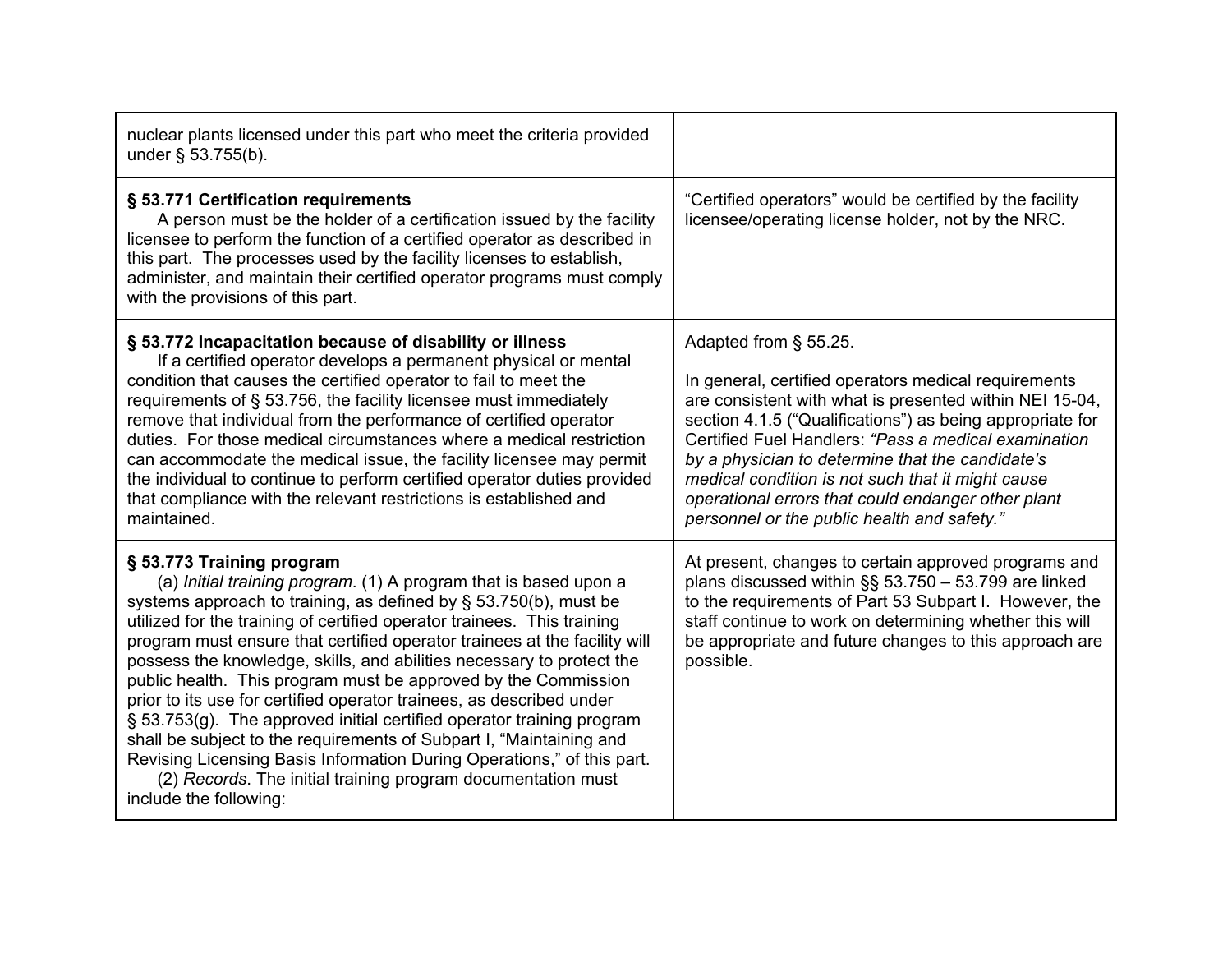| | |
|---|---|
| nuclear plants licensed under this part who meet the criteria provided under § 53.755(b). | |
| **§ 53.771 Certification requirements**<br>A person must be the holder of a certification issued by the facility licensee to perform the function of a certified operator as described in this part. The processes used by the facility licenses to establish, administer, and maintain their certified operator programs must comply with the provisions of this part. | "Certified operators" would be certified by the facility licensee/operating license holder, not by the NRC. |
| **§ 53.772 Incapacitation because of disability or illness**<br>If a certified operator develops a permanent physical or mental condition that causes the certified operator to fail to meet the requirements of § 53.756, the facility licensee must immediately remove that individual from the performance of certified operator duties. For those medical circumstances where a medical restriction can accommodate the medical issue, the facility licensee may permit the individual to continue to perform certified operator duties provided that compliance with the relevant restrictions is established and maintained. | Adapted from § 55.25.<br><br>In general, certified operators medical requirements are consistent with what is presented within NEI 15-04, section 4.1.5 ("Qualifications") as being appropriate for Certified Fuel Handlers: *"Pass a medical examination by a physician to determine that the candidate's medical condition is not such that it might cause operational errors that could endanger other plant personnel or the public health and safety."* |
| **§ 53.773 Training program**<br>(a) *Initial training program*. (1) A program that is based upon a systems approach to training, as defined by § 53.750(b), must be utilized for the training of certified operator trainees. This training program must ensure that certified operator trainees at the facility will possess the knowledge, skills, and abilities necessary to protect the public health. This program must be approved by the Commission prior to its use for certified operator trainees, as described under § 53.753(g). The approved initial certified operator training program shall be subject to the requirements of Subpart I, "Maintaining and Revising Licensing Basis Information During Operations," of this part.<br>(2) *Records*. The initial training program documentation must include the following: | At present, changes to certain approved programs and plans discussed within §§ 53.750 – 53.799 are linked to the requirements of Part 53 Subpart I. However, the staff continue to work on determining whether this will be appropriate and future changes to this approach are possible. |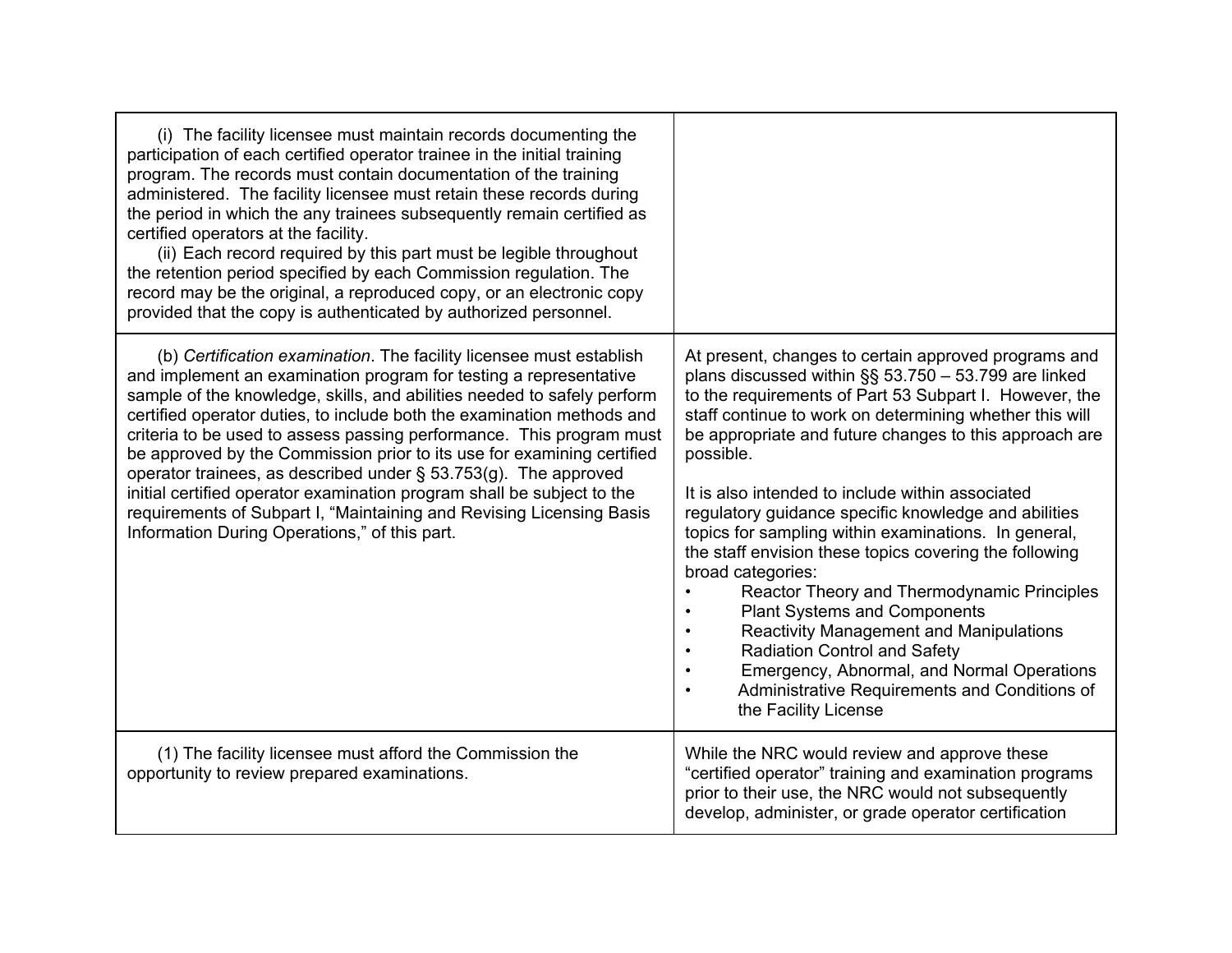| | |
|---|---|
| (i) The facility licensee must maintain records documenting the participation of each certified operator trainee in the initial training program. The records must contain documentation of the training administered. The facility licensee must retain these records during the period in which the any trainees subsequently remain certified as certified operators at the facility.<br>(ii) Each record required by this part must be legible throughout the retention period specified by each Commission regulation. The record may be the original, a reproduced copy, or an electronic copy provided that the copy is authenticated by authorized personnel. | |
| (b) *Certification examination*. The facility licensee must establish and implement an examination program for testing a representative sample of the knowledge, skills, and abilities needed to safely perform certified operator duties, to include both the examination methods and criteria to be used to assess passing performance. This program must be approved by the Commission prior to its use for examining certified operator trainees, as described under § 53.753(g). The approved initial certified operator examination program shall be subject to the requirements of Subpart I, "Maintaining and Revising Licensing Basis Information During Operations," of this part. | At present, changes to certain approved programs and plans discussed within §§ 53.750 – 53.799 are linked to the requirements of Part 53 Subpart I. However, the staff continue to work on determining whether this will be appropriate and future changes to this approach are possible.<br><br>It is also intended to include within associated regulatory guidance specific knowledge and abilities topics for sampling within examinations. In general, the staff envision these topics covering the following broad categories:<br>• Reactor Theory and Thermodynamic Principles<br>• Plant Systems and Components<br>• Reactivity Management and Manipulations<br>• Radiation Control and Safety<br>• Emergency, Abnormal, and Normal Operations<br>• Administrative Requirements and Conditions of the Facility License |
| (1) The facility licensee must afford the Commission the opportunity to review prepared examinations. | While the NRC would review and approve these "certified operator" training and examination programs prior to their use, the NRC would not subsequently develop, administer, or grade operator certification |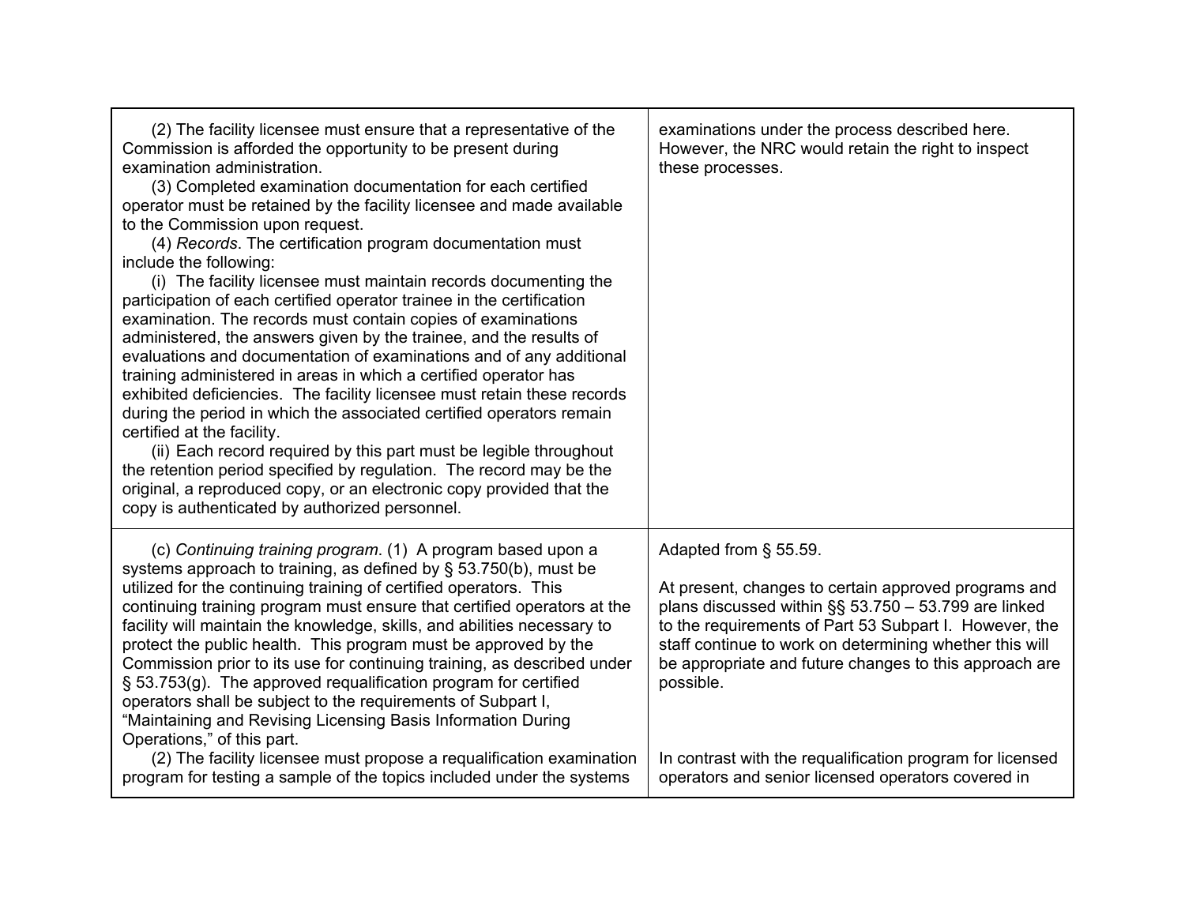| | |
|---|---|
| (2) The facility licensee must ensure that a representative of the Commission is afforded the opportunity to be present during examination administration.<br>(3) Completed examination documentation for each certified operator must be retained by the facility licensee and made available to the Commission upon request.<br>(4) *Records*. The certification program documentation must include the following:<br>(i) The facility licensee must maintain records documenting the participation of each certified operator trainee in the certification examination. The records must contain copies of examinations administered, the answers given by the trainee, and the results of evaluations and documentation of examinations and of any additional training administered in areas in which a certified operator has exhibited deficiencies. The facility licensee must retain these records during the period in which the associated certified operators remain certified at the facility.<br>(ii) Each record required by this part must be legible throughout the retention period specified by regulation. The record may be the original, a reproduced copy, or an electronic copy provided that the copy is authenticated by authorized personnel. | examinations under the process described here. However, the NRC would retain the right to inspect these processes. |
| (c) *Continuing training program*. (1) A program based upon a systems approach to training, as defined by § 53.750(b), must be utilized for the continuing training of certified operators. This continuing training program must ensure that certified operators at the facility will maintain the knowledge, skills, and abilities necessary to protect the public health. This program must be approved by the Commission prior to its use for continuing training, as described under § 53.753(g). The approved requalification program for certified operators shall be subject to the requirements of Subpart I, "Maintaining and Revising Licensing Basis Information During Operations," of this part.<br>(2) The facility licensee must propose a requalification examination program for testing a sample of the topics included under the systems | Adapted from § 55.59.<br><br>At present, changes to certain approved programs and plans discussed within §§ 53.750 – 53.799 are linked to the requirements of Part 53 Subpart I. However, the staff continue to work on determining whether this will be appropriate and future changes to this approach are possible.<br><br>In contrast with the requalification program for licensed operators and senior licensed operators covered in |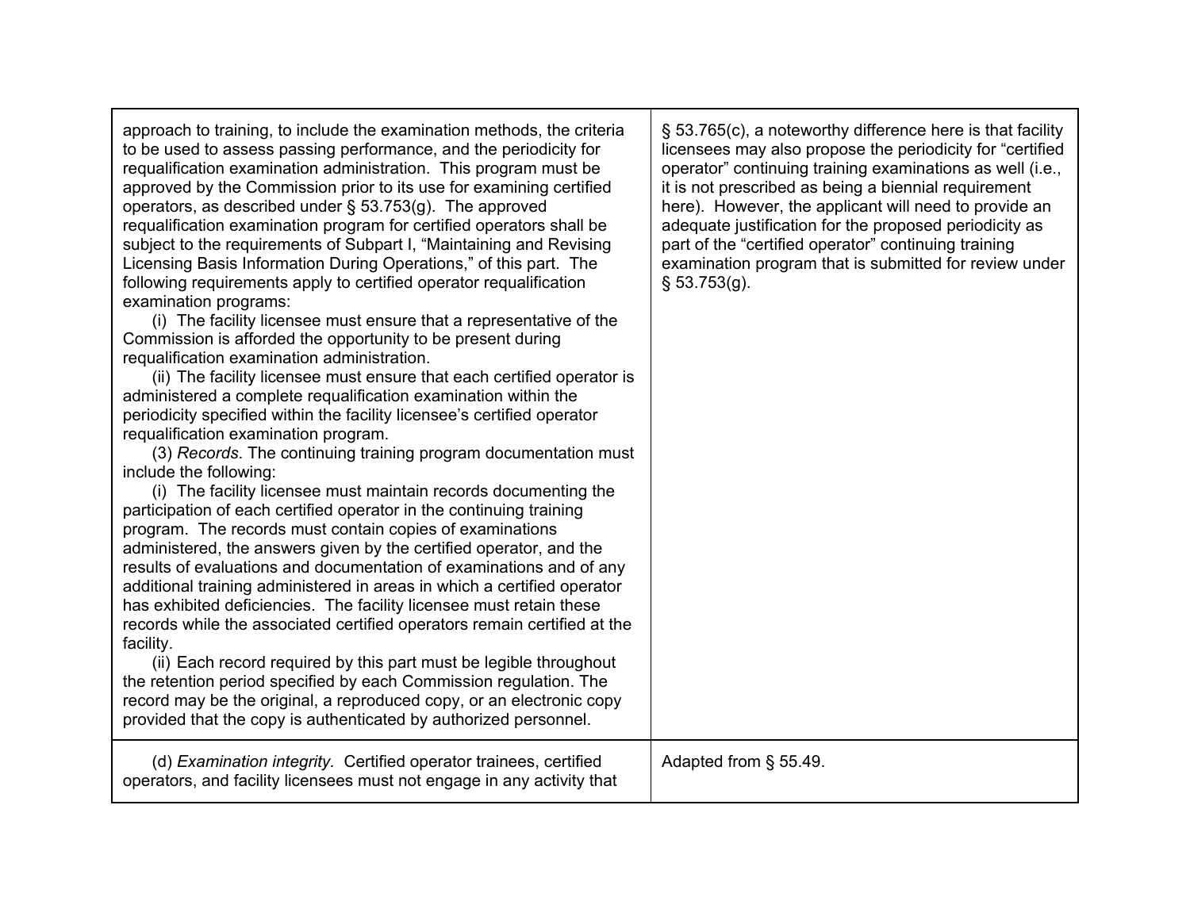| | |
|---|---|
| approach to training, to include the examination methods, the criteria to be used to assess passing performance, and the periodicity for requalification examination administration. This program must be approved by the Commission prior to its use for examining certified operators, as described under § 53.753(g). The approved requalification examination program for certified operators shall be subject to the requirements of Subpart I, "Maintaining and Revising Licensing Basis Information During Operations," of this part. The following requirements apply to certified operator requalification examination programs:<br>(i) The facility licensee must ensure that a representative of the Commission is afforded the opportunity to be present during requalification examination administration.<br>(ii) The facility licensee must ensure that each certified operator is administered a complete requalification examination within the periodicity specified within the facility licensee's certified operator requalification examination program.<br>(3) *Records*. The continuing training program documentation must include the following:<br>(i) The facility licensee must maintain records documenting the participation of each certified operator in the continuing training program. The records must contain copies of examinations administered, the answers given by the certified operator, and the results of evaluations and documentation of examinations and of any additional training administered in areas in which a certified operator has exhibited deficiencies. The facility licensee must retain these records while the associated certified operators remain certified at the facility.<br>(ii) Each record required by this part must be legible throughout the retention period specified by each Commission regulation. The record may be the original, a reproduced copy, or an electronic copy provided that the copy is authenticated by authorized personnel. | § 53.765(c), a noteworthy difference here is that facility licensees may also propose the periodicity for "certified operator" continuing training examinations as well (i.e., it is not prescribed as being a biennial requirement here). However, the applicant will need to provide an adequate justification for the proposed periodicity as part of the "certified operator" continuing training examination program that is submitted for review under § 53.753(g). |
| (d) *Examination integrity*. Certified operator trainees, certified operators, and facility licensees must not engage in any activity that | Adapted from § 55.49. |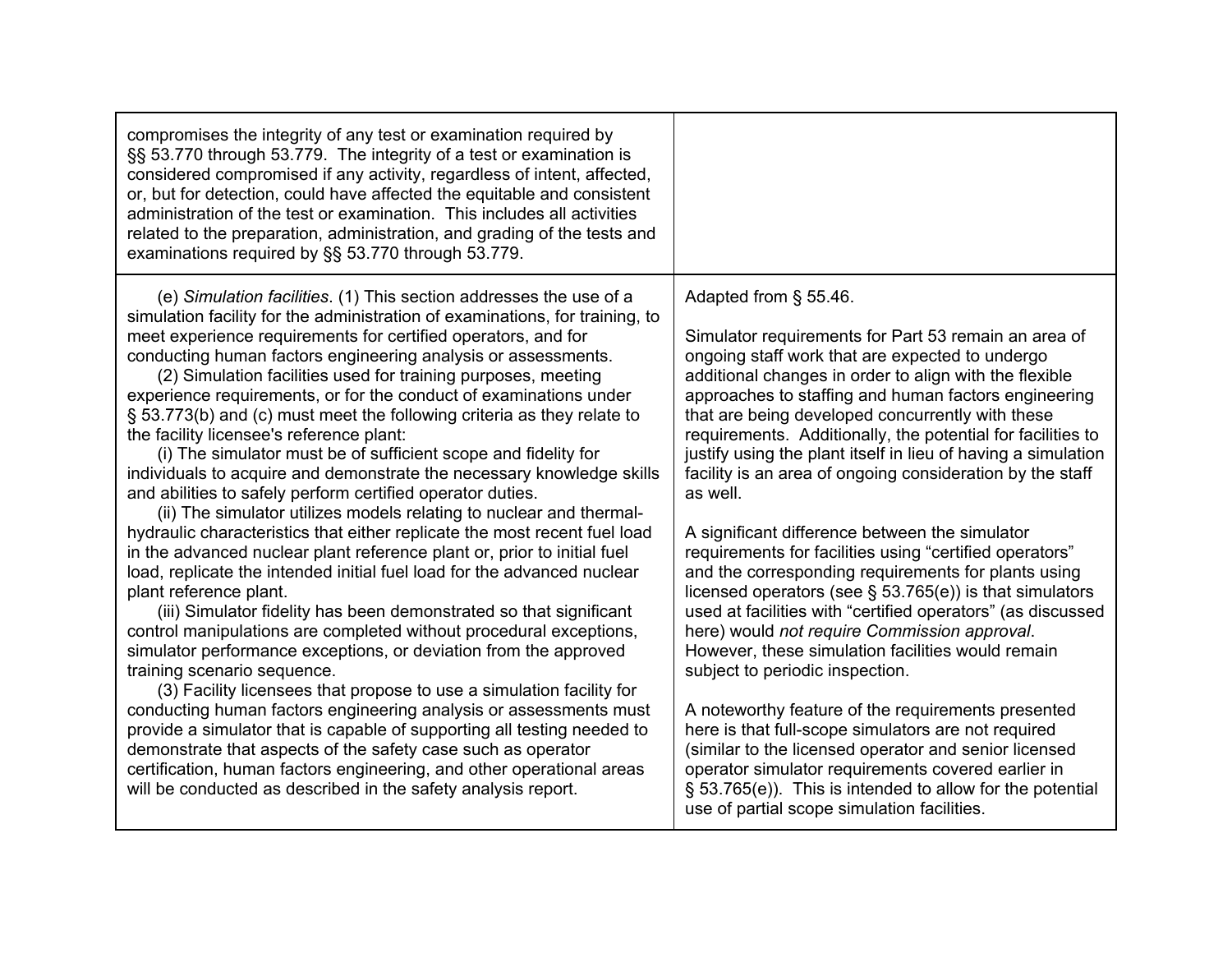| | |
|---|---|
| compromises the integrity of any test or examination required by §§ 53.770 through 53.779. The integrity of a test or examination is considered compromised if any activity, regardless of intent, affected, or, but for detection, could have affected the equitable and consistent administration of the test or examination. This includes all activities related to the preparation, administration, and grading of the tests and examinations required by §§ 53.770 through 53.779. | |
| (e) *Simulation facilities*. (1) This section addresses the use of a simulation facility for the administration of examinations, for training, to meet experience requirements for certified operators, and for conducting human factors engineering analysis or assessments.<br>(2) Simulation facilities used for training purposes, meeting experience requirements, or for the conduct of examinations under § 53.773(b) and (c) must meet the following criteria as they relate to the facility licensee's reference plant:<br>(i) The simulator must be of sufficient scope and fidelity for individuals to acquire and demonstrate the necessary knowledge skills and abilities to safely perform certified operator duties.<br>(ii) The simulator utilizes models relating to nuclear and thermal-hydraulic characteristics that either replicate the most recent fuel load in the advanced nuclear plant reference plant or, prior to initial fuel load, replicate the intended initial fuel load for the advanced nuclear plant reference plant.<br>(iii) Simulator fidelity has been demonstrated so that significant control manipulations are completed without procedural exceptions, simulator performance exceptions, or deviation from the approved training scenario sequence.<br>(3) Facility licensees that propose to use a simulation facility for conducting human factors engineering analysis or assessments must provide a simulator that is capable of supporting all testing needed to demonstrate that aspects of the safety case such as operator certification, human factors engineering, and other operational areas will be conducted as described in the safety analysis report. | Adapted from § 55.46.<br><br>Simulator requirements for Part 53 remain an area of ongoing staff work that are expected to undergo additional changes in order to align with the flexible approaches to staffing and human factors engineering that are being developed concurrently with these requirements. Additionally, the potential for facilities to justify using the plant itself in lieu of having a simulation facility is an area of ongoing consideration by the staff as well.<br><br>A significant difference between the simulator requirements for facilities using "certified operators" and the corresponding requirements for plants using licensed operators (see § 53.765(e)) is that simulators used at facilities with "certified operators" (as discussed here) would *not require Commission approval*. However, these simulation facilities would remain subject to periodic inspection.<br><br>A noteworthy feature of the requirements presented here is that full-scope simulators are not required (similar to the licensed operator and senior licensed operator simulator requirements covered earlier in § 53.765(e)). This is intended to allow for the potential use of partial scope simulation facilities. |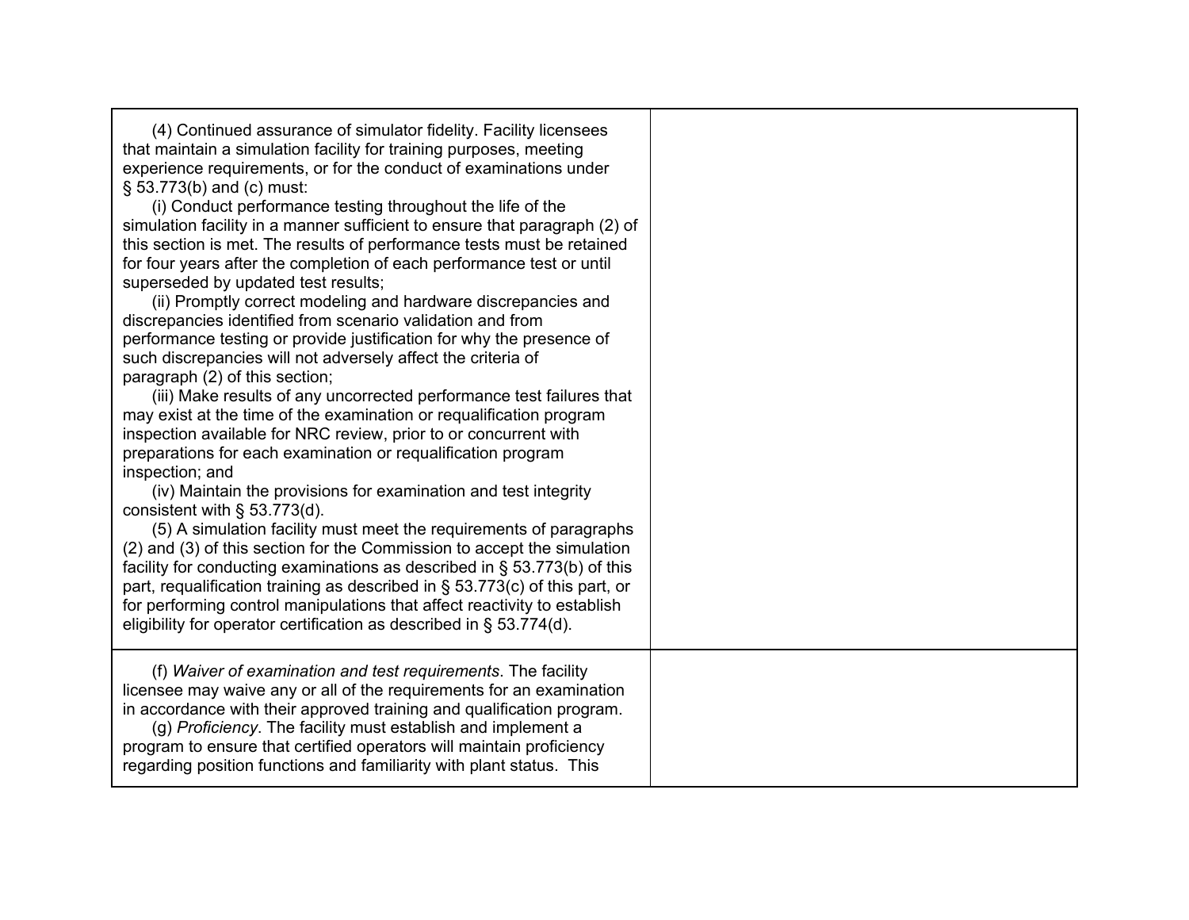| | |
|---|---|
| (4) Continued assurance of simulator fidelity. Facility licensees that maintain a simulation facility for training purposes, meeting experience requirements, or for the conduct of examinations under § 53.773(b) and (c) must:<br>(i) Conduct performance testing throughout the life of the simulation facility in a manner sufficient to ensure that paragraph (2) of this section is met. The results of performance tests must be retained for four years after the completion of each performance test or until superseded by updated test results;<br>(ii) Promptly correct modeling and hardware discrepancies and discrepancies identified from scenario validation and from performance testing or provide justification for why the presence of such discrepancies will not adversely affect the criteria of paragraph (2) of this section;<br>(iii) Make results of any uncorrected performance test failures that may exist at the time of the examination or requalification program inspection available for NRC review, prior to or concurrent with preparations for each examination or requalification program inspection; and<br>(iv) Maintain the provisions for examination and test integrity consistent with § 53.773(d).<br>(5) A simulation facility must meet the requirements of paragraphs (2) and (3) of this section for the Commission to accept the simulation facility for conducting examinations as described in § 53.773(b) of this part, requalification training as described in § 53.773(c) of this part, or for performing control manipulations that affect reactivity to establish eligibility for operator certification as described in § 53.774(d). | |
| (f) *Waiver of examination and test requirements*. The facility licensee may waive any or all of the requirements for an examination in accordance with their approved training and qualification program.<br>(g) *Proficiency*. The facility must establish and implement a program to ensure that certified operators will maintain proficiency regarding position functions and familiarity with plant status. This | |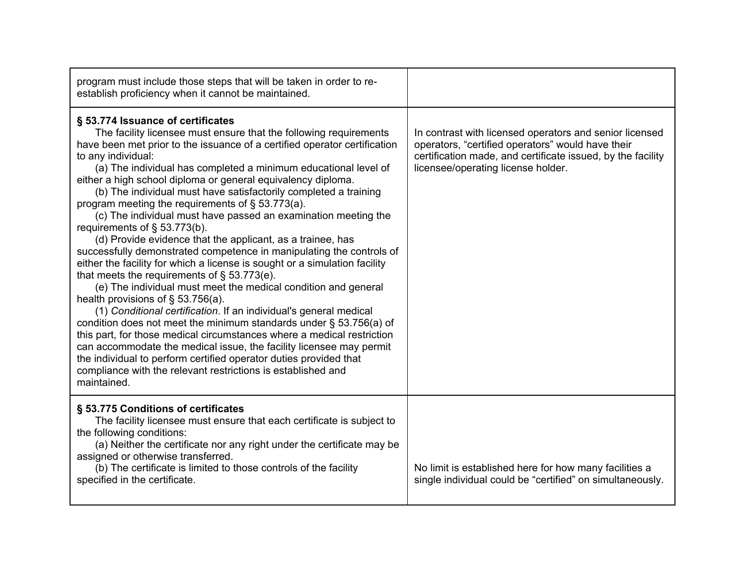| | |
|---|---|
| program must include those steps that will be taken in order to re-establish proficiency when it cannot be maintained. | |
| **§ 53.774 Issuance of certificates**<br>The facility licensee must ensure that the following requirements have been met prior to the issuance of a certified operator certification to any individual:<br>(a) The individual has completed a minimum educational level of either a high school diploma or general equivalency diploma.<br>(b) The individual must have satisfactorily completed a training program meeting the requirements of § 53.773(a).<br>(c) The individual must have passed an examination meeting the requirements of § 53.773(b).<br>(d) Provide evidence that the applicant, as a trainee, has successfully demonstrated competence in manipulating the controls of either the facility for which a license is sought or a simulation facility that meets the requirements of § 53.773(e).<br>(e) The individual must meet the medical condition and general health provisions of § 53.756(a).<br>(1) *Conditional certification*. If an individual's general medical condition does not meet the minimum standards under § 53.756(a) of this part, for those medical circumstances where a medical restriction can accommodate the medical issue, the facility licensee may permit the individual to perform certified operator duties provided that compliance with the relevant restrictions is established and maintained. | In contrast with licensed operators and senior licensed operators, "certified operators" would have their certification made, and certificate issued, by the facility licensee/operating license holder. |
| **§ 53.775 Conditions of certificates**<br>The facility licensee must ensure that each certificate is subject to the following conditions:<br>(a) Neither the certificate nor any right under the certificate may be assigned or otherwise transferred.<br>(b) The certificate is limited to those controls of the facility specified in the certificate. | No limit is established here for how many facilities a single individual could be "certified" on simultaneously. |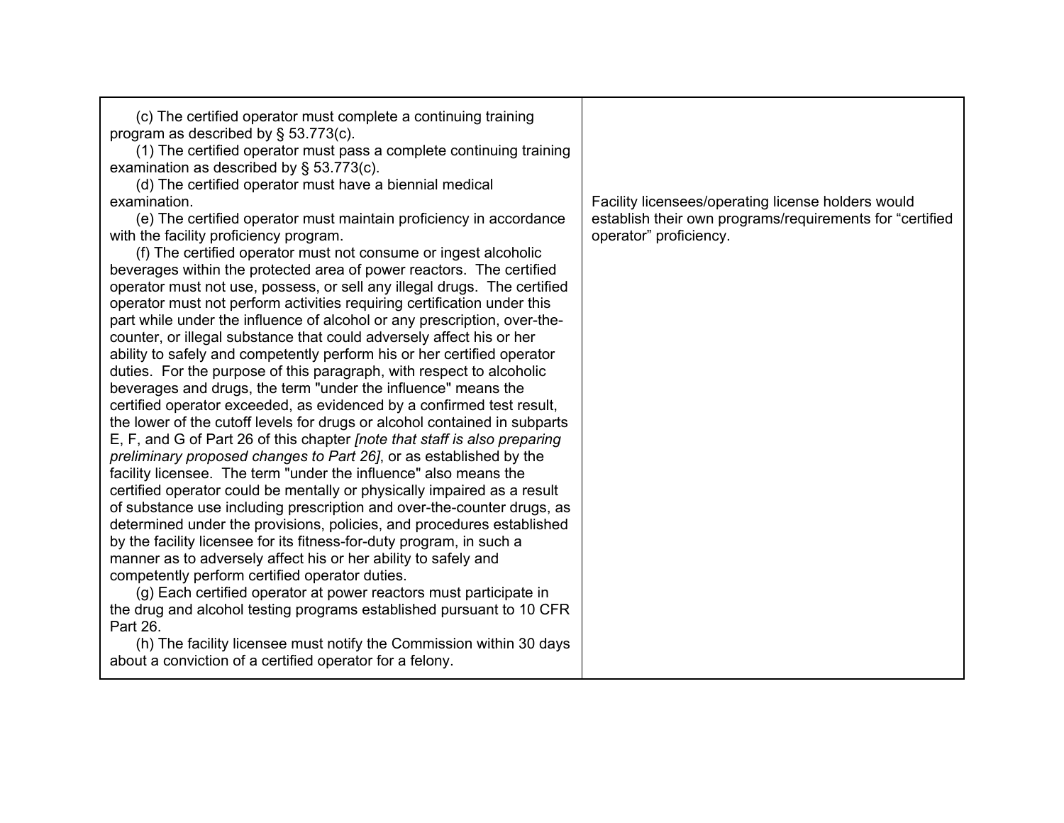| | |
|---|---|
| (c) The certified operator must complete a continuing training program as described by § 53.773(c).<br>(1) The certified operator must pass a complete continuing training examination as described by § 53.773(c).<br>(d) The certified operator must have a biennial medical examination.<br>(e) The certified operator must maintain proficiency in accordance with the facility proficiency program.<br>(f) The certified operator must not consume or ingest alcoholic beverages within the protected area of power reactors. The certified operator must not use, possess, or sell any illegal drugs. The certified operator must not perform activities requiring certification under this part while under the influence of alcohol or any prescription, over-the-counter, or illegal substance that could adversely affect his or her ability to safely and competently perform his or her certified operator duties. For the purpose of this paragraph, with respect to alcoholic beverages and drugs, the term "under the influence" means the certified operator exceeded, as evidenced by a confirmed test result, the lower of the cutoff levels for drugs or alcohol contained in subparts E, F, and G of Part 26 of this chapter *[note that staff is also preparing preliminary proposed changes to Part 26]*, or as established by the facility licensee. The term "under the influence" also means the certified operator could be mentally or physically impaired as a result of substance use including prescription and over-the-counter drugs, as determined under the provisions, policies, and procedures established by the facility licensee for its fitness-for-duty program, in such a manner as to adversely affect his or her ability to safely and competently perform certified operator duties.<br>(g) Each certified operator at power reactors must participate in the drug and alcohol testing programs established pursuant to 10 CFR Part 26.<br>(h) The facility licensee must notify the Commission within 30 days about a conviction of a certified operator for a felony. | Facility licensees/operating license holders would establish their own programs/requirements for "certified operator" proficiency. |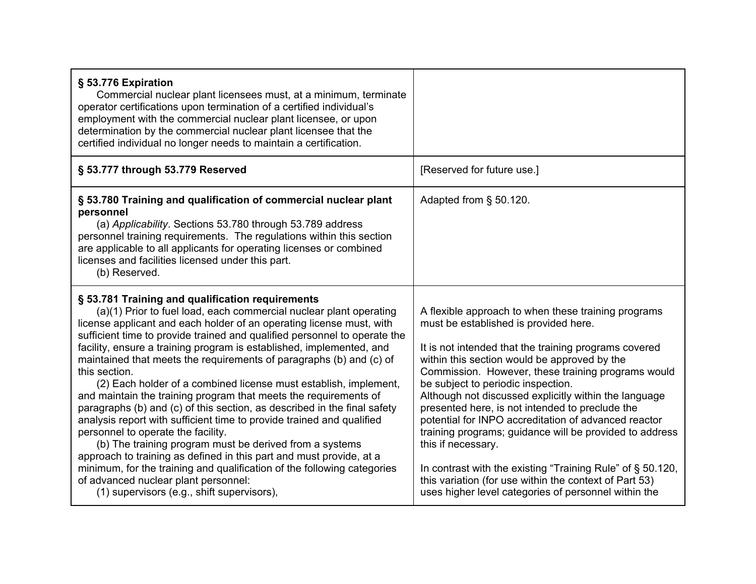| | |
|---|---|
| **§ 53.776 Expiration**<br>Commercial nuclear plant licensees must, at a minimum, terminate operator certifications upon termination of a certified individual's employment with the commercial nuclear plant licensee, or upon determination by the commercial nuclear plant licensee that the certified individual no longer needs to maintain a certification. | |
| **§ 53.777 through 53.779 Reserved** | [Reserved for future use.] |
| **§ 53.780 Training and qualification of commercial nuclear plant personnel**<br>(a) *Applicability*. Sections 53.780 through 53.789 address personnel training requirements. The regulations within this section are applicable to all applicants for operating licenses or combined licenses and facilities licensed under this part.<br>(b) Reserved. | Adapted from § 50.120. |
| **§ 53.781 Training and qualification requirements**<br>(a)(1) Prior to fuel load, each commercial nuclear plant operating license applicant and each holder of an operating license must, with sufficient time to provide trained and qualified personnel to operate the facility, ensure a training program is established, implemented, and maintained that meets the requirements of paragraphs (b) and (c) of this section.<br>(2) Each holder of a combined license must establish, implement, and maintain the training program that meets the requirements of paragraphs (b) and (c) of this section, as described in the final safety analysis report with sufficient time to provide trained and qualified personnel to operate the facility.<br>(b) The training program must be derived from a systems approach to training as defined in this part and must provide, at a minimum, for the training and qualification of the following categories of advanced nuclear plant personnel:<br>(1) supervisors (e.g., shift supervisors), | A flexible approach to when these training programs must be established is provided here.<br><br>It is not intended that the training programs covered within this section would be approved by the Commission. However, these training programs would be subject to periodic inspection.<br>Although not discussed explicitly within the language presented here, is not intended to preclude the potential for INPO accreditation of advanced reactor training programs; guidance will be provided to address this if necessary.<br><br>In contrast with the existing "Training Rule" of § 50.120, this variation (for use within the context of Part 53) uses higher level categories of personnel within the |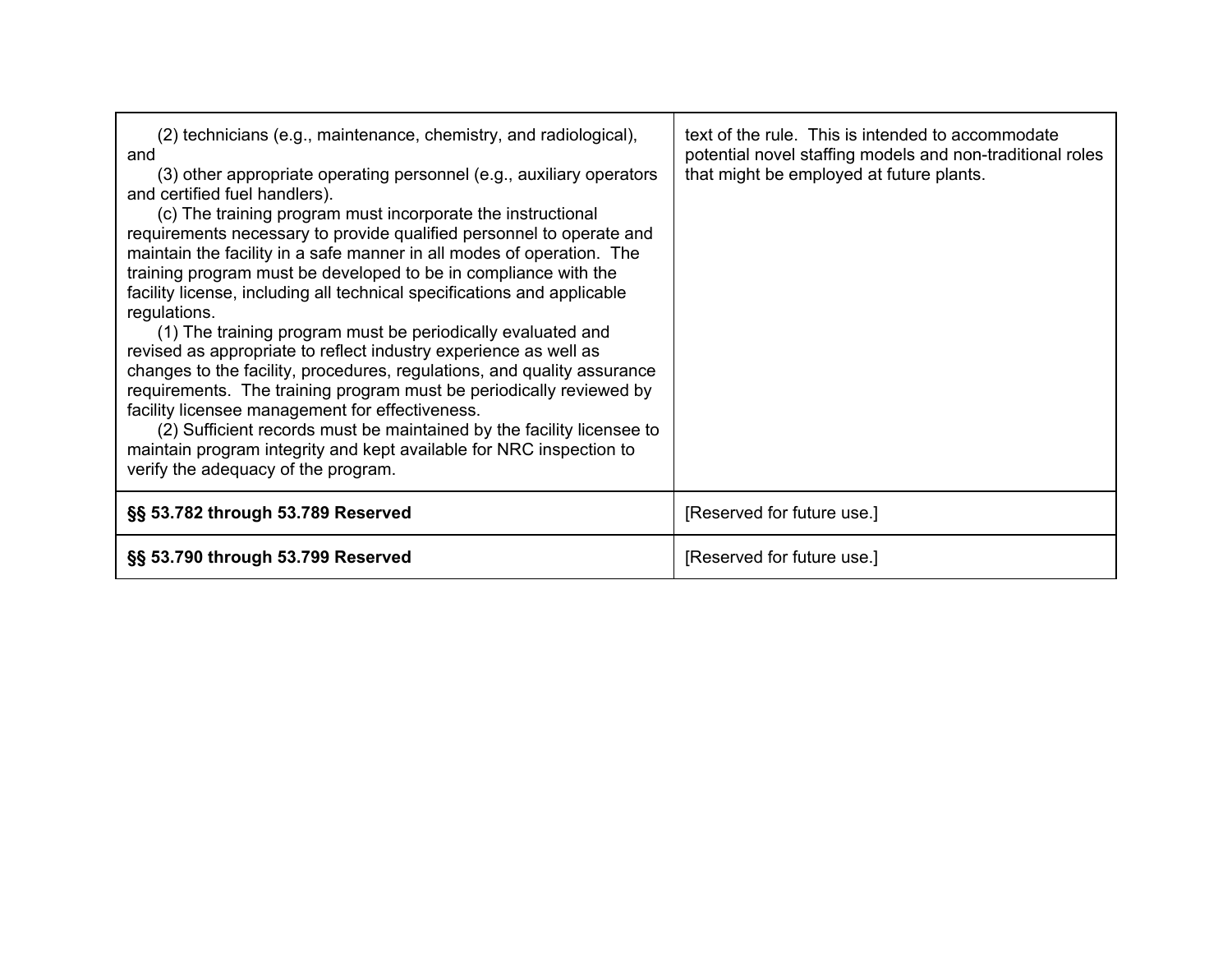| | |
|---|---|
| (2) technicians (e.g., maintenance, chemistry, and radiological), and<br>(3) other appropriate operating personnel (e.g., auxiliary operators and certified fuel handlers).<br>(c) The training program must incorporate the instructional requirements necessary to provide qualified personnel to operate and maintain the facility in a safe manner in all modes of operation. The training program must be developed to be in compliance with the facility license, including all technical specifications and applicable regulations.<br>(1) The training program must be periodically evaluated and revised as appropriate to reflect industry experience as well as changes to the facility, procedures, regulations, and quality assurance requirements. The training program must be periodically reviewed by facility licensee management for effectiveness.<br>(2) Sufficient records must be maintained by the facility licensee to maintain program integrity and kept available for NRC inspection to verify the adequacy of the program. | text of the rule. This is intended to accommodate potential novel staffing models and non-traditional roles that might be employed at future plants. |
| **§§ 53.782 through 53.789 Reserved** | [Reserved for future use.] |
| **§§ 53.790 through 53.799 Reserved** | [Reserved for future use.] |